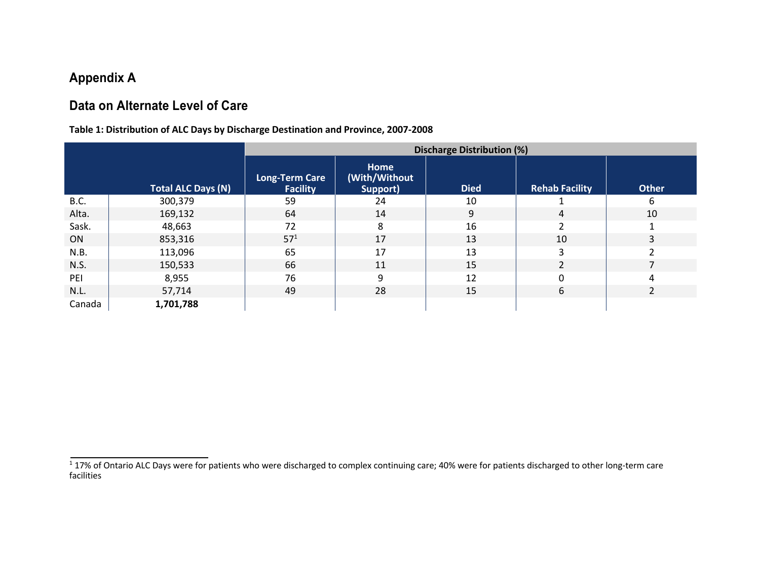# Appendix A

## Data on Alternate Level of Care

**Table 1: Distribution of ALC Days by Discharge Destination and Province, 2007-2008**

| | | Discharge Distribution (%) | | | | |
|---|---|---|---|---|---|---|
| | **Total ALC Days (N)** | **Long-Term Care Facility** | **Home (With/Without Support)** | **Died** | **Rehab Facility** | **Other** |
| B.C. | 300,379 | 59 | 24 | 10 | 1 | 6 |
| Alta. | 169,132 | 64 | 14 | 9 | 4 | 10 |
| Sask. | 48,663 | 72 | 8 | 16 | 2 | 1 |
| ON | 853,316 | 57[1] | 17 | 13 | 10 | 3 |
| N.B. | 113,096 | 65 | 17 | 13 | 3 | 2 |
| N.S. | 150,533 | 66 | 11 | 15 | 2 | 7 |
| PEI | 8,955 | 76 | 9 | 12 | 0 | 4 |
| N.L. | 57,714 | 49 | 28 | 15 | 6 | 2 |
| Canada | **1,701,788** | | | | | |

[1] 17% of Ontario ALC Days were for patients who were discharged to complex continuing care; 40% were for patients discharged to other long-term care facilities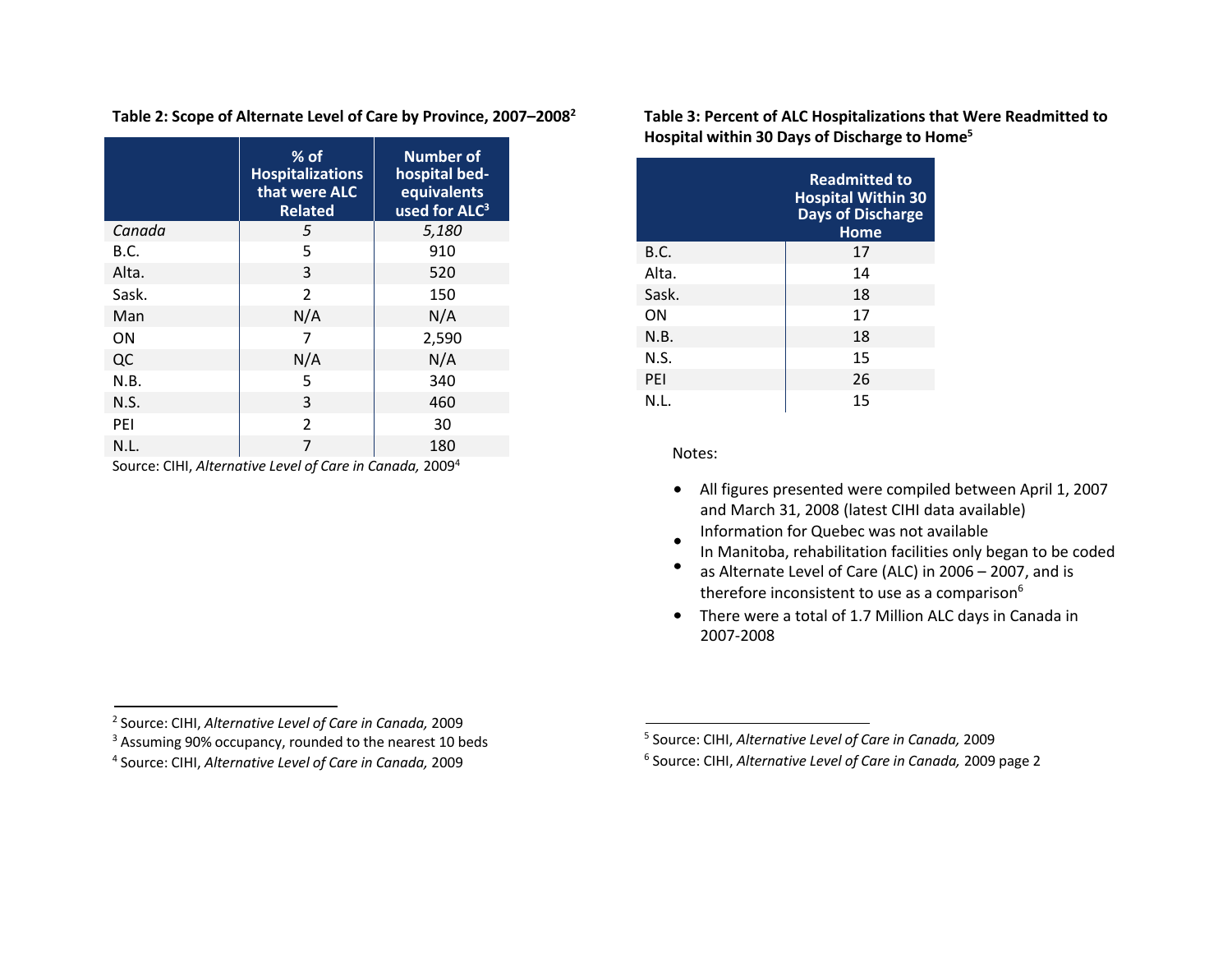**Table 2: Scope of Alternate Level of Care by Province, 2007–2008[2]**

| | % of Hospitalizations that were ALC Related | Number of hospital bed-equivalents used for ALC[3] |
|---|---|---|
| *Canada* | *5* | *5,180* |
| B.C. | 5 | 910 |
| Alta. | 3 | 520 |
| Sask. | 2 | 150 |
| Man | N/A | N/A |
| ON | 7 | 2,590 |
| QC | N/A | N/A |
| N.B. | 5 | 340 |
| N.S. | 3 | 460 |
| PEI | 2 | 30 |
| N.L. | 7 | 180 |

Source: CIHI, *Alternative Level of Care in Canada,* 2009[4]

**Table 3: Percent of ALC Hospitalizations that Were Readmitted to Hospital within 30 Days of Discharge to Home[5]**

| | Readmitted to Hospital Within 30 Days of Discharge Home |
|---|---|
| B.C. | 17 |
| Alta. | 14 |
| Sask. | 18 |
| ON | 17 |
| N.B. | 18 |
| N.S. | 15 |
| PEI | 26 |
| N.L. | 15 |

Notes:

- All figures presented were compiled between April 1, 2007 and March 31, 2008 (latest CIHI data available)
- Information for Quebec was not available
- In Manitoba, rehabilitation facilities only began to be coded as Alternate Level of Care (ALC) in 2006 – 2007, and is therefore inconsistent to use as a comparison[6]
- There were a total of 1.7 Million ALC days in Canada in 2007-2008

---

[2] Source: CIHI, *Alternative Level of Care in Canada,* 2009

[3] Assuming 90% occupancy, rounded to the nearest 10 beds

[4] Source: CIHI, *Alternative Level of Care in Canada,* 2009

[5] Source: CIHI, *Alternative Level of Care in Canada,* 2009

[6] Source: CIHI, *Alternative Level of Care in Canada,* 2009 page 2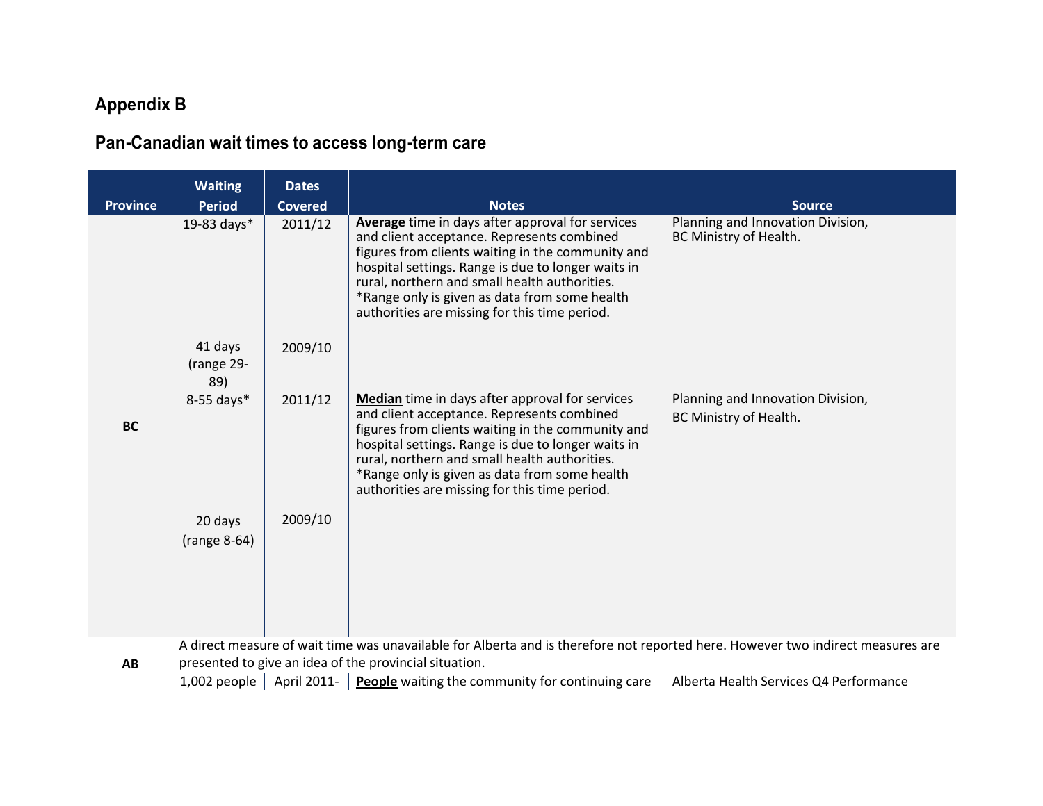## Appendix B

## Pan-Canadian wait times to access long-term care

| Province | Waiting Period | Dates Covered | Notes | Source |
|---|---|---|---|---|
| BC | 19-83 days* | 2011/12 | **Average** time in days after approval for services and client acceptance. Represents combined figures from clients waiting in the community and hospital settings. Range is due to longer waits in rural, northern and small health authorities. *Range only is given as data from some health authorities are missing for this time period. | Planning and Innovation Division, BC Ministry of Health. |
| | 41 days (range 29-89) | 2009/10 | | |
| | 8-55 days* | 2011/12 | **Median** time in days after approval for services and client acceptance. Represents combined figures from clients waiting in the community and hospital settings. Range is due to longer waits in rural, northern and small health authorities. *Range only is given as data from some health authorities are missing for this time period. | Planning and Innovation Division, BC Ministry of Health. |
| | 20 days (range 8-64) | 2009/10 | | |
| AB | A direct measure of wait time was unavailable for Alberta and is therefore not reported here. However two indirect measures are presented to give an idea of the provincial situation. | | | |
| | 1,002 people | April 2011- | **People** waiting the community for continuing care | Alberta Health Services Q4 Performance |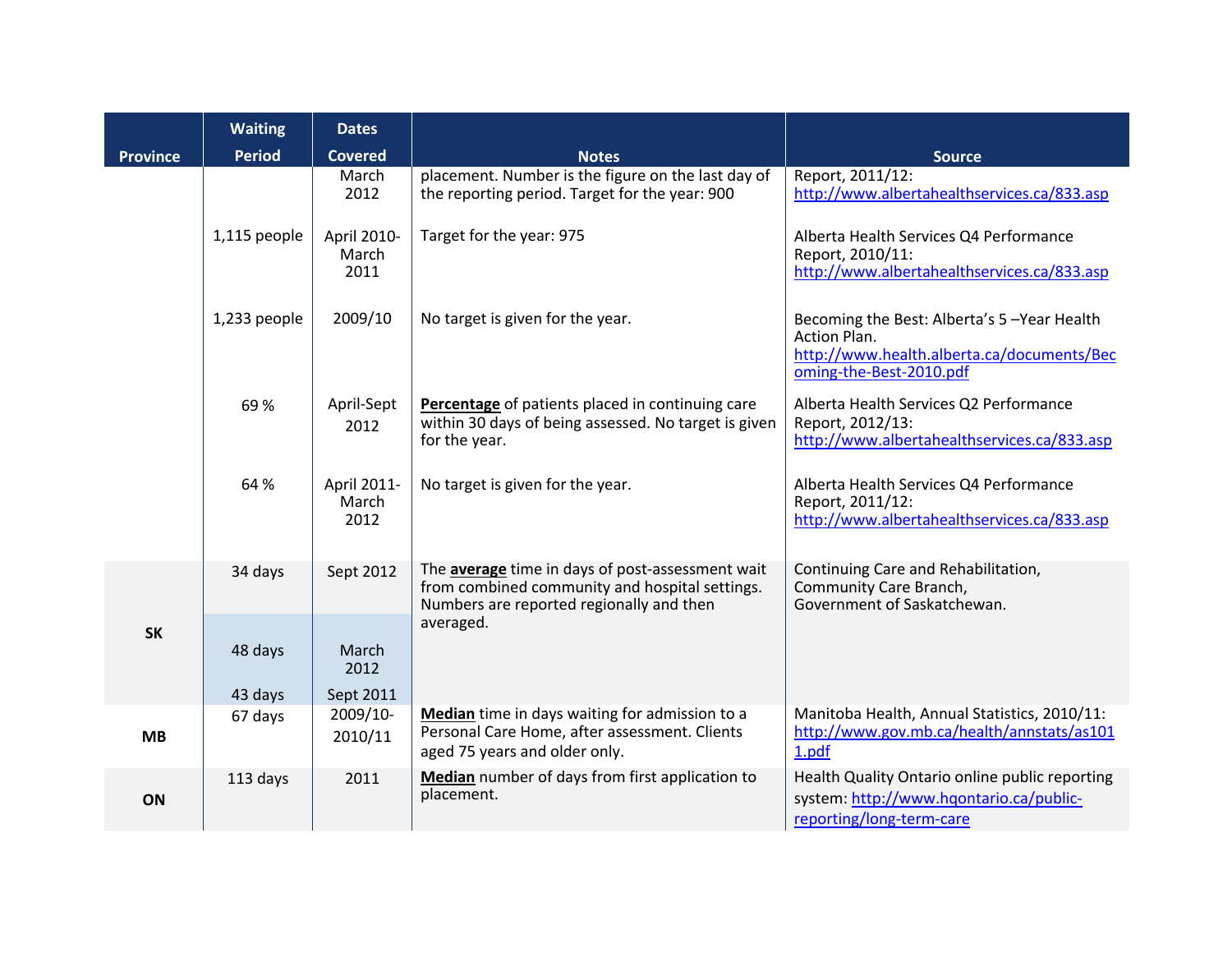| Province | Waiting Period | Dates Covered | Notes | Source |
|---|---|---|---|---|
| | | March 2012 | placement. Number is the figure on the last day of the reporting period. Target for the year: 900 | Report, 2011/12: http://www.albertahealthservices.ca/833.asp |
| | 1,115 people | April 2010-March 2011 | Target for the year: 975 | Alberta Health Services Q4 Performance Report, 2010/11: http://www.albertahealthservices.ca/833.asp |
| | 1,233 people | 2009/10 | No target is given for the year. | Becoming the Best: Alberta's 5 –Year Health Action Plan. http://www.health.alberta.ca/documents/Becoming-the-Best-2010.pdf |
| | 69 % | April-Sept 2012 | **Percentage** of patients placed in continuing care within 30 days of being assessed. No target is given for the year. | Alberta Health Services Q2 Performance Report, 2012/13: http://www.albertahealthservices.ca/833.asp |
| | 64 % | April 2011-March 2012 | No target is given for the year. | Alberta Health Services Q4 Performance Report, 2011/12: http://www.albertahealthservices.ca/833.asp |
| SK | 34 days | Sept 2012 | The **average** time in days of post-assessment wait from combined community and hospital settings. Numbers are reported regionally and then averaged. | Continuing Care and Rehabilitation, Community Care Branch, Government of Saskatchewan. |
| | 48 days | March 2012 | | |
| | 43 days | Sept 2011 | | |
| MB | 67 days | 2009/10-2010/11 | **Median** time in days waiting for admission to a Personal Care Home, after assessment. Clients aged 75 years and older only. | Manitoba Health, Annual Statistics, 2010/11: http://www.gov.mb.ca/health/annstats/as1011.pdf |
| ON | 113 days | 2011 | **Median** number of days from first application to placement. | Health Quality Ontario online public reporting system: http://www.hqontario.ca/public-reporting/long-term-care |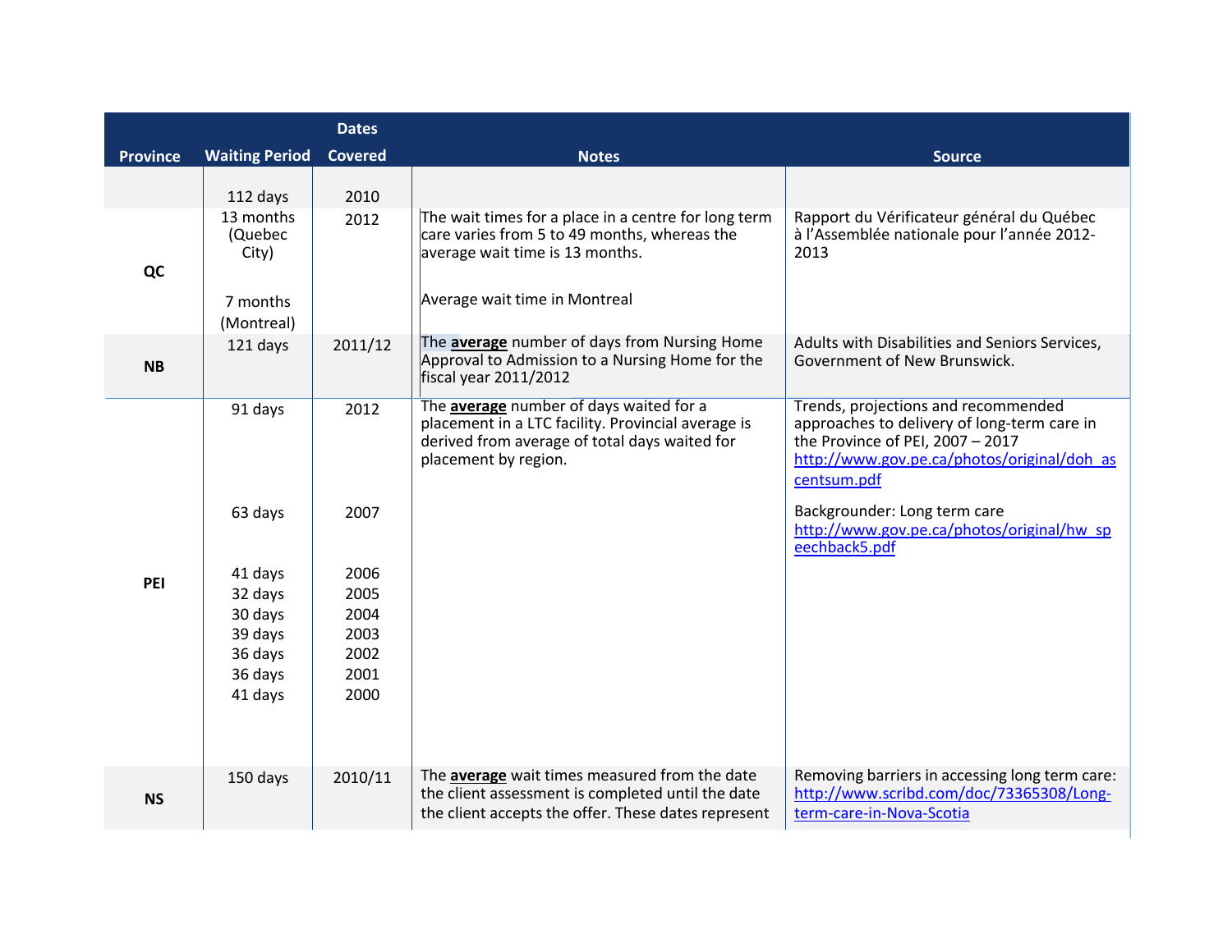| Province | Waiting Period | Dates Covered | Notes | Source |
|---|---|---|---|---|
| | 112 days | 2010 | | |
| QC | 13 months (Quebec City) | 2012 | The wait times for a place in a centre for long term care varies from 5 to 49 months, whereas the average wait time is 13 months. | Rapport du Vérificateur général du Québec à l'Assemblée nationale pour l'année 2012-2013 |
| | 7 months (Montreal) | | Average wait time in Montreal | |
| NB | 121 days | 2011/12 | The **average** number of days from Nursing Home Approval to Admission to a Nursing Home for the fiscal year 2011/2012 | Adults with Disabilities and Seniors Services, Government of New Brunswick. |
| PEI | 91 days | 2012 | The **average** number of days waited for a placement in a LTC facility. Provincial average is derived from average of total days waited for placement by region. | Trends, projections and recommended approaches to delivery of long-term care in the Province of PEI, 2007 – 2017 http://www.gov.pe.ca/photos/original/doh_ascentsum.pdf |
| | 63 days | 2007 | | Backgrounder: Long term care http://www.gov.pe.ca/photos/original/hw_speechback5.pdf |
| | 41 days | 2006 | | |
| | 32 days | 2005 | | |
| | 30 days | 2004 | | |
| | 39 days | 2003 | | |
| | 36 days | 2002 | | |
| | 36 days | 2001 | | |
| | 41 days | 2000 | | |
| NS | 150 days | 2010/11 | The **average** wait times measured from the date the client assessment is completed until the date the client accepts the offer. These dates represent | Removing barriers in accessing long term care: http://www.scribd.com/doc/73365308/Long-term-care-in-Nova-Scotia |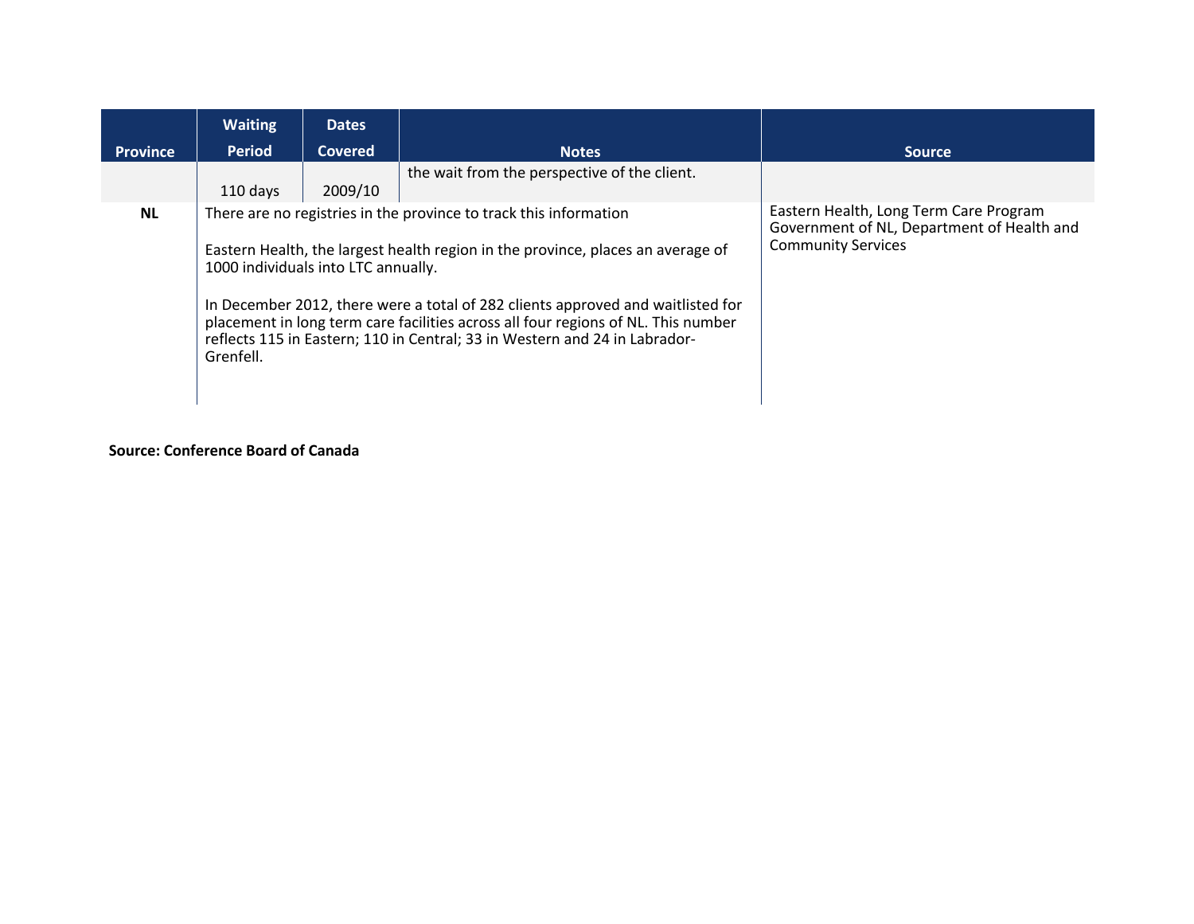| Province | Waiting Period | Dates Covered | Notes | Source |
|---|---|---|---|---|
| | 110 days | 2009/10 | the wait from the perspective of the client. | |
| **NL** | There are no registries in the province to track this information<br><br>Eastern Health, the largest health region in the province, places an average of 1000 individuals into LTC annually.<br><br>In December 2012, there were a total of 282 clients approved and waitlisted for placement in long term care facilities across all four regions of NL. This number reflects 115 in Eastern; 110 in Central; 33 in Western and 24 in Labrador-Grenfell. | | | Eastern Health, Long Term Care Program<br>Government of NL, Department of Health and Community Services |

**Source: Conference Board of Canada**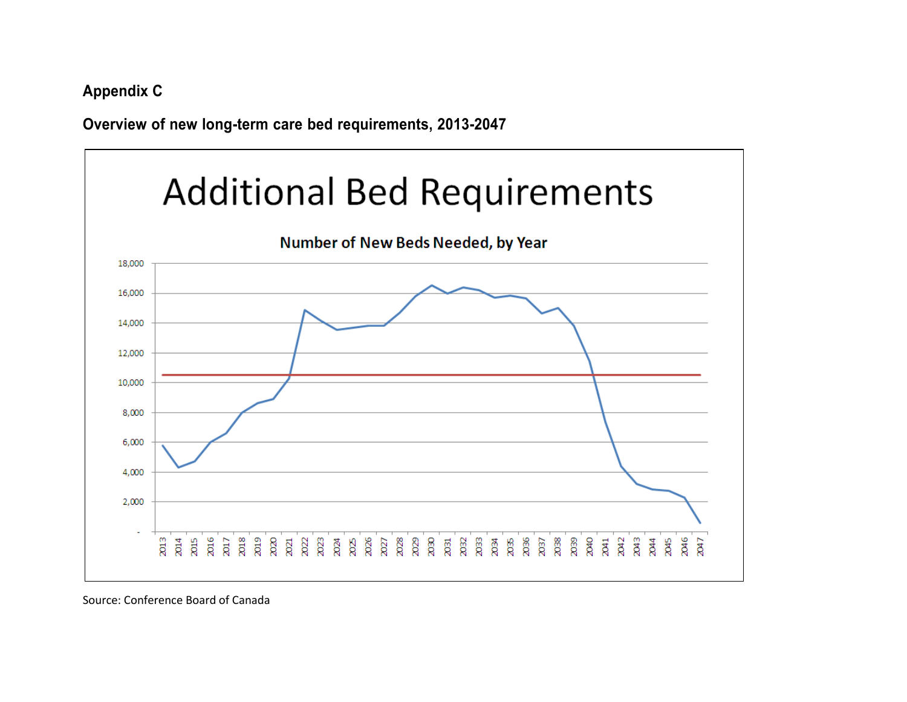## Appendix C

**Overview of new long-term care bed requirements, 2013-2047**

Additional Bed Requirements

Number of New Beds Needed, by Year

Source: Conference Board of Canada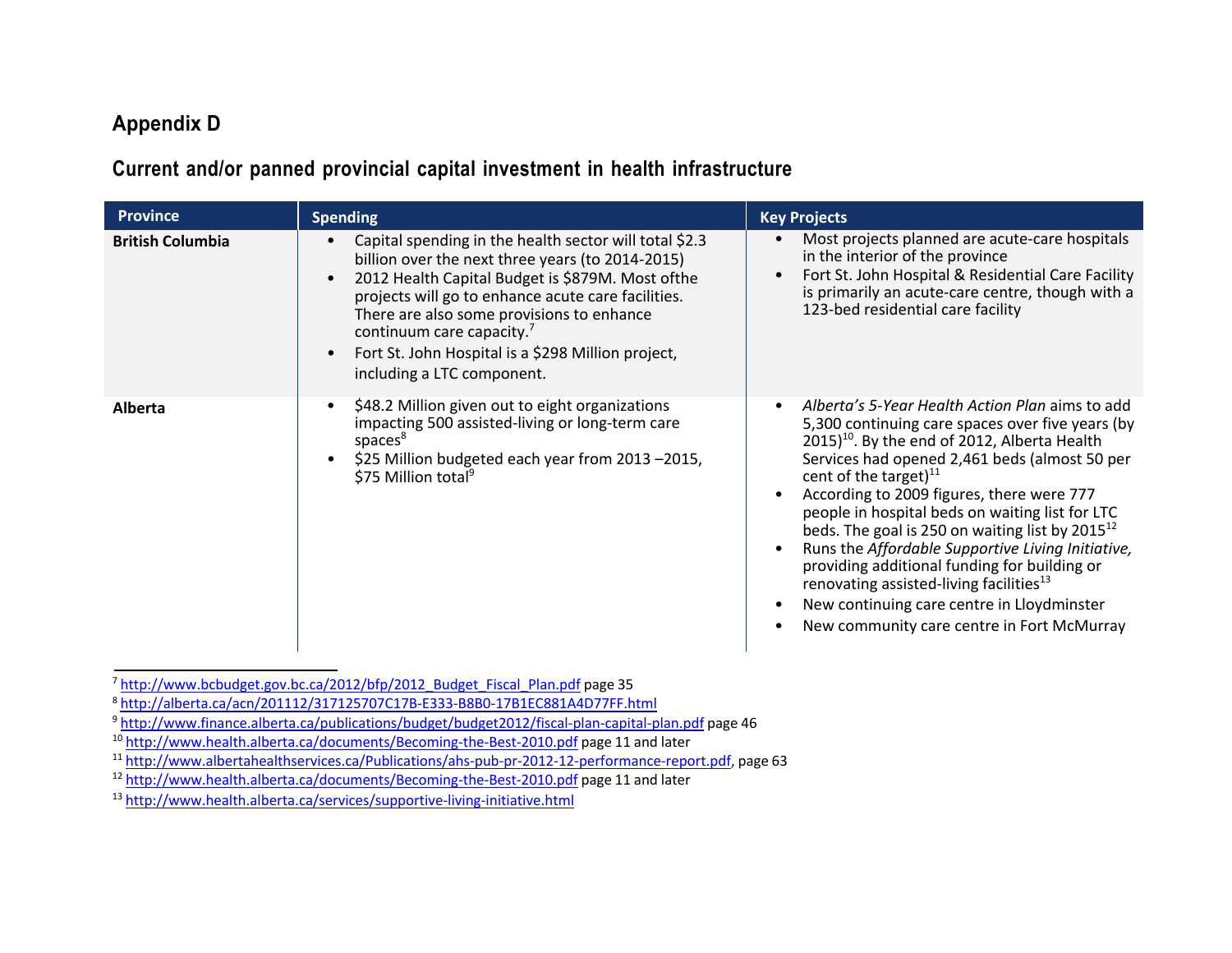## Appendix D

### Current and/or panned provincial capital investment in health infrastructure

| Province | Spending | Key Projects |
|---|---|---|
| **British Columbia** | • Capital spending in the health sector will total \$2.3 billion over the next three years (to 2014-2015)<br>• 2012 Health Capital Budget is \$879M. Most ofthe projects will go to enhance acute care facilities. There are also some provisions to enhance continuum care capacity.[7]<br>• Fort St. John Hospital is a \$298 Million project, including a LTC component. | • Most projects planned are acute-care hospitals in the interior of the province<br>• Fort St. John Hospital & Residential Care Facility is primarily an acute-care centre, though with a 123-bed residential care facility |
| **Alberta** | • \$48.2 Million given out to eight organizations impacting 500 assisted-living or long-term care spaces[8]<br>• \$25 Million budgeted each year from 2013 –2015, \$75 Million total[9] | • *Alberta's 5-Year Health Action Plan* aims to add 5,300 continuing care spaces over five years (by 2015)[10]. By the end of 2012, Alberta Health Services had opened 2,461 beds (almost 50 per cent of the target)[11]<br>• According to 2009 figures, there were 777 people in hospital beds on waiting list for LTC beds. The goal is 250 on waiting list by 2015[12]<br>• Runs the *Affordable Supportive Living Initiative,* providing additional funding for building or renovating assisted-living facilities[13]<br>• New continuing care centre in Lloydminster<br>• New community care centre in Fort McMurray |

[7] http://www.bcbudget.gov.bc.ca/2012/bfp/2012_Budget_Fiscal_Plan.pdf page 35

[8] http://alberta.ca/acn/201112/317125707C17B-E333-B8B0-17B1EC881A4D77FF.html

[9] http://www.finance.alberta.ca/publications/budget/budget2012/fiscal-plan-capital-plan.pdf page 46

[10] http://www.health.alberta.ca/documents/Becoming-the-Best-2010.pdf page 11 and later

[11] http://www.albertahealthservices.ca/Publications/ahs-pub-pr-2012-12-performance-report.pdf, page 63

[12] http://www.health.alberta.ca/documents/Becoming-the-Best-2010.pdf page 11 and later

[13] http://www.health.alberta.ca/services/supportive-living-initiative.html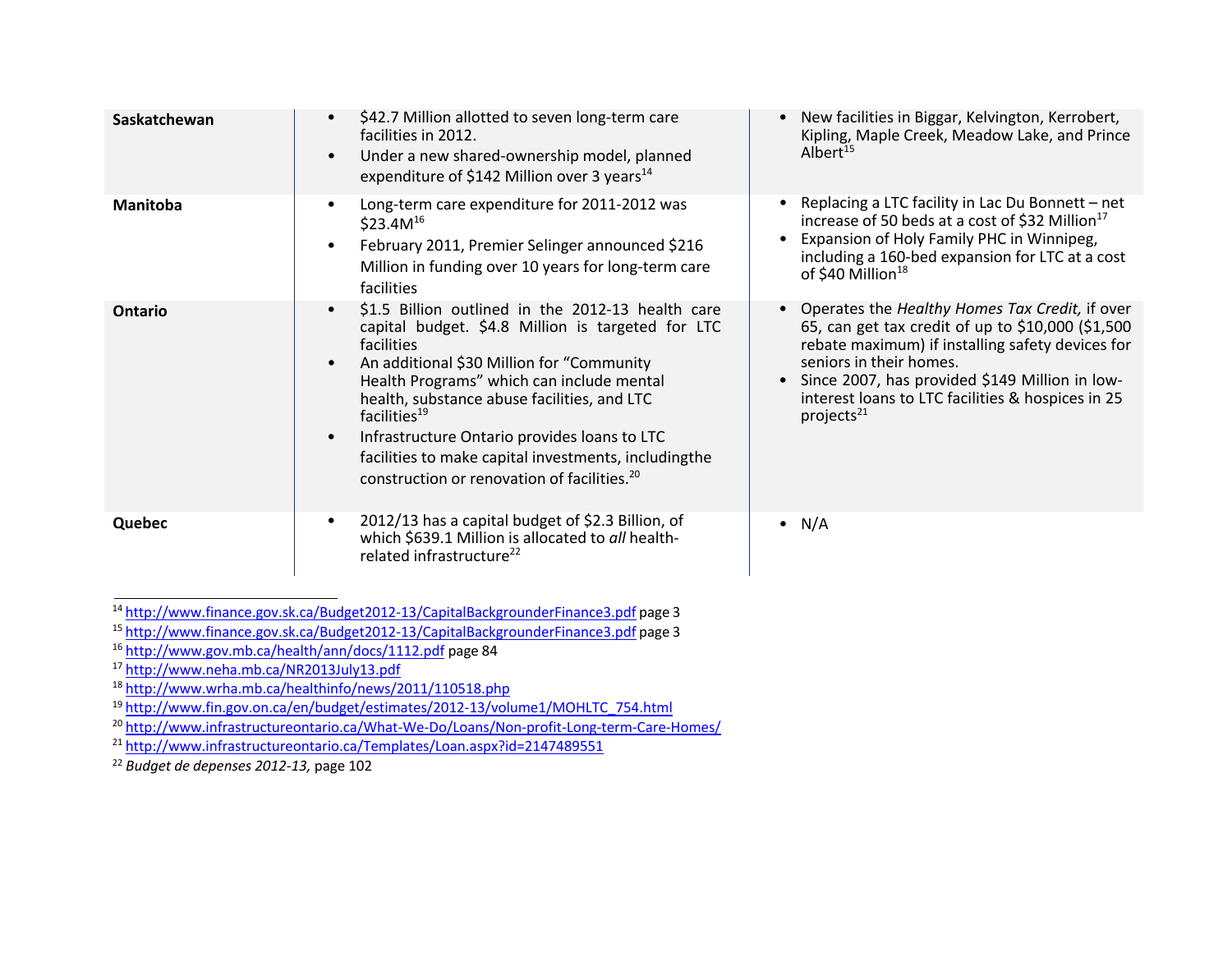| | | |
|---|---|---|
| **Saskatchewan** | • $42.7 Million allotted to seven long-term care facilities in 2012.<br>• Under a new shared-ownership model, planned expenditure of $142 Million over 3 years[14] | • New facilities in Biggar, Kelvington, Kerrobert, Kipling, Maple Creek, Meadow Lake, and Prince Albert[15] |
| **Manitoba** | • Long-term care expenditure for 2011-2012 was $23.4M[16]<br>• February 2011, Premier Selinger announced $216 Million in funding over 10 years for long-term care facilities | • Replacing a LTC facility in Lac Du Bonnett – net increase of 50 beds at a cost of $32 Million[17]<br>• Expansion of Holy Family PHC in Winnipeg, including a 160-bed expansion for LTC at a cost of $40 Million[18] |
| **Ontario** | • $1.5 Billion outlined in the 2012-13 health care capital budget. $4.8 Million is targeted for LTC facilities<br>• An additional $30 Million for "Community Health Programs" which can include mental health, substance abuse facilities, and LTC facilities[19]<br>• Infrastructure Ontario provides loans to LTC facilities to make capital investments, includingthe construction or renovation of facilities.[20] | • Operates the *Healthy Homes Tax Credit,* if over 65, can get tax credit of up to $10,000 ($1,500 rebate maximum) if installing safety devices for seniors in their homes.<br>• Since 2007, has provided $149 Million in low-interest loans to LTC facilities & hospices in 25 projects[21] |
| **Quebec** | • 2012/13 has a capital budget of $2.3 Billion, of which $639.1 Million is allocated to *all* health-related infrastructure[22] | • N/A |

[14] http://www.finance.gov.sk.ca/Budget2012-13/CapitalBackgrounderFinance3.pdf page 3

[15] http://www.finance.gov.sk.ca/Budget2012-13/CapitalBackgrounderFinance3.pdf page 3

[16] http://www.gov.mb.ca/health/ann/docs/1112.pdf page 84

[17] http://www.neha.mb.ca/NR2013July13.pdf

[18] http://www.wrha.mb.ca/healthinfo/news/2011/110518.php

[19] http://www.fin.gov.on.ca/en/budget/estimates/2012-13/volume1/MOHLTC_754.html

[20] http://www.infrastructureontario.ca/What-We-Do/Loans/Non-profit-Long-term-Care-Homes/

[21] http://www.infrastructureontario.ca/Templates/Loan.aspx?id=2147489551

[22] *Budget de depenses 2012-13,* page 102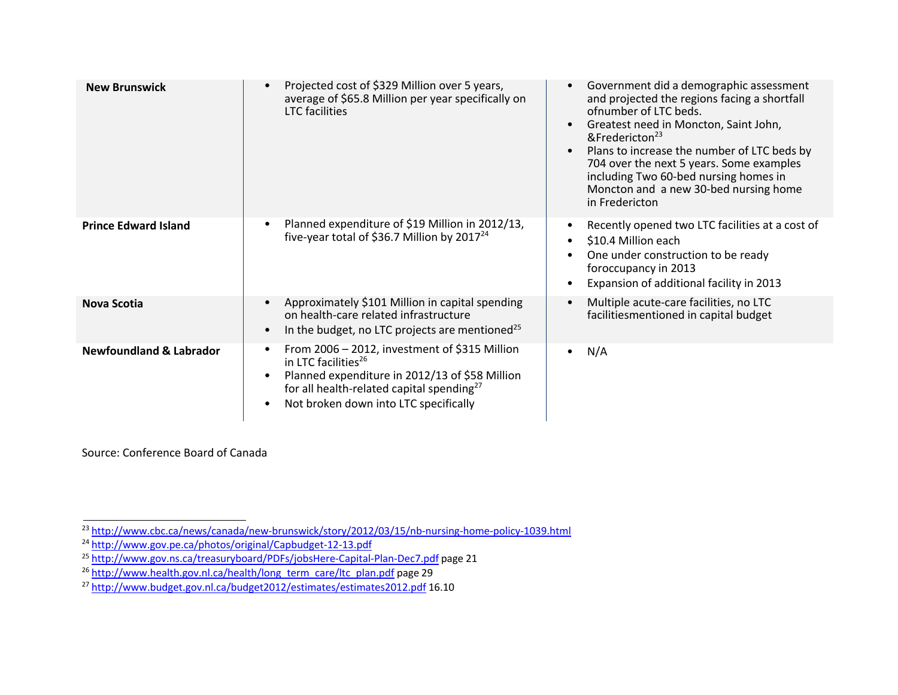| | | |
|---|---|---|
| **New Brunswick** | • Projected cost of $329 Million over 5 years, average of $65.8 Million per year specifically on LTC facilities | • Government did a demographic assessment and projected the regions facing a shortfall ofnumber of LTC beds.<br>• Greatest need in Moncton, Saint John, &Fredericton[23]<br>• Plans to increase the number of LTC beds by 704 over the next 5 years. Some examples including Two 60-bed nursing homes in Moncton and a new 30-bed nursing home in Fredericton |
| **Prince Edward Island** | • Planned expenditure of $19 Million in 2012/13, five-year total of $36.7 Million by 2017[24] | • Recently opened two LTC facilities at a cost of<br>• $10.4 Million each<br>• One under construction to be ready foroccupancy in 2013<br>• Expansion of additional facility in 2013 |
| **Nova Scotia** | • Approximately $101 Million in capital spending on health-care related infrastructure<br>• In the budget, no LTC projects are mentioned[25] | • Multiple acute-care facilities, no LTC facilitiesmentioned in capital budget |
| **Newfoundland & Labrador** | • From 2006 – 2012, investment of $315 Million in LTC facilities[26]<br>• Planned expenditure in 2012/13 of $58 Million for all health-related capital spending[27]<br>• Not broken down into LTC specifically | • N/A |

Source: Conference Board of Canada

[23] http://www.cbc.ca/news/canada/new-brunswick/story/2012/03/15/nb-nursing-home-policy-1039.html
[24] http://www.gov.pe.ca/photos/original/Capbudget-12-13.pdf
[25] http://www.gov.ns.ca/treasuryboard/PDFs/jobsHere-Capital-Plan-Dec7.pdf page 21
[26] http://www.health.gov.nl.ca/health/long_term_care/ltc_plan.pdf page 29
[27] http://www.budget.gov.nl.ca/budget2012/estimates/estimates2012.pdf 16.10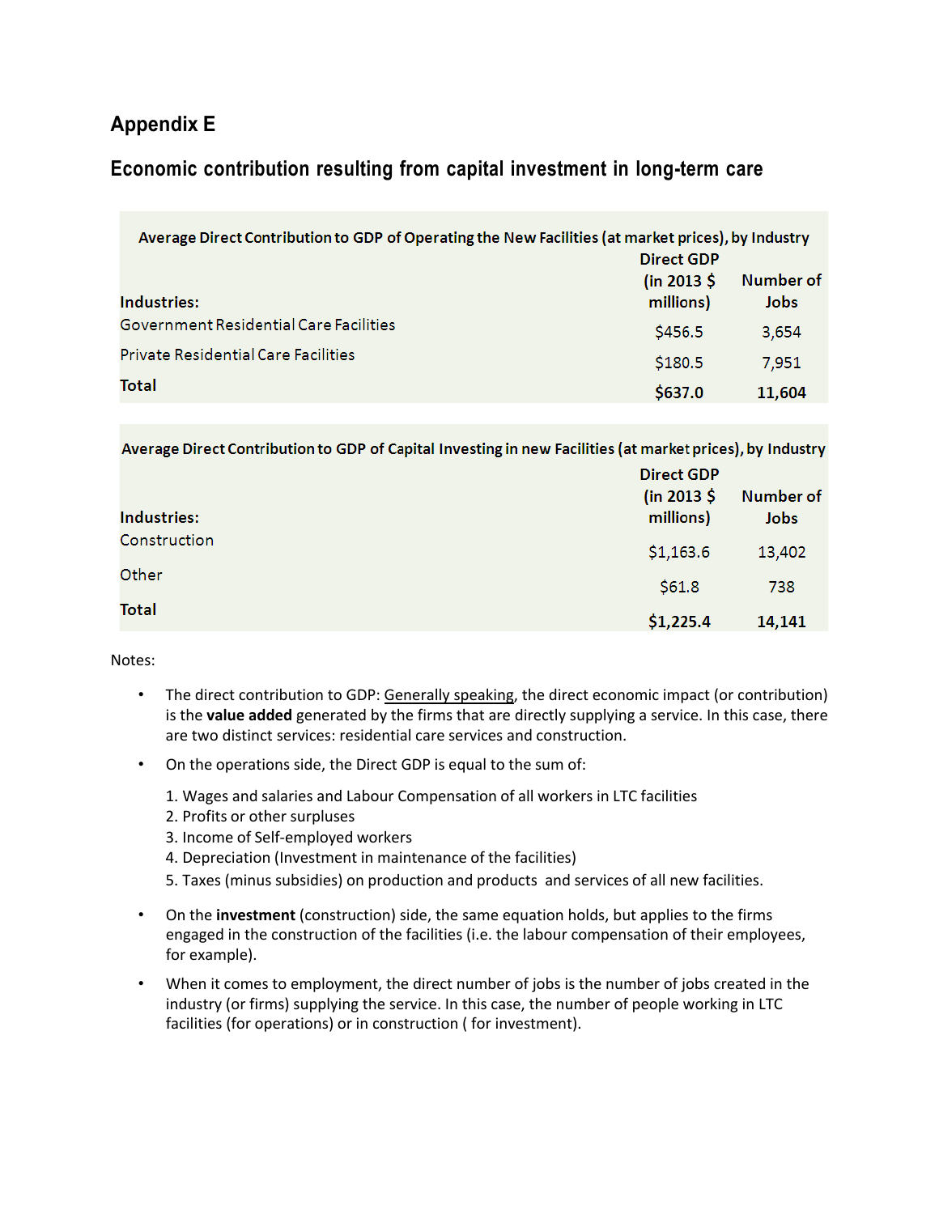## Appendix E

### Economic contribution resulting from capital investment in long-term care

| Average Direct Contribution to GDP of Operating the New Facilities (at market prices), by Industry | | |
|---|---|---|
| **Industries:** | **Direct GDP (in 2013 $ millions)** | **Number of Jobs** |
| Government Residential Care Facilities | $456.5 | 3,654 |
| Private Residential Care Facilities | $180.5 | 7,951 |
| **Total** | **$637.0** | **11,604** |

| Average Direct Contribution to GDP of Capital Investing in new Facilities (at market prices), by Industry | | |
|---|---|---|
| **Industries:** | **Direct GDP (in 2013 $ millions)** | **Number of Jobs** |
| Construction | $1,163.6 | 13,402 |
| Other | $61.8 | 738 |
| **Total** | **$1,225.4** | **14,141** |

Notes:

- The direct contribution to GDP: Generally speaking, the direct economic impact (or contribution) is the **value added** generated by the firms that are directly supplying a service. In this case, there are two distinct services: residential care services and construction.
- On the operations side, the Direct GDP is equal to the sum of:
  1. Wages and salaries and Labour Compensation of all workers in LTC facilities
  2. Profits or other surpluses
  3. Income of Self-employed workers
  4. Depreciation (Investment in maintenance of the facilities)
  5. Taxes (minus subsidies) on production and products and services of all new facilities.
- On the **investment** (construction) side, the same equation holds, but applies to the firms engaged in the construction of the facilities (i.e. the labour compensation of their employees, for example).
- When it comes to employment, the direct number of jobs is the number of jobs created in the industry (or firms) supplying the service. In this case, the number of people working in LTC facilities (for operations) or in construction ( for investment).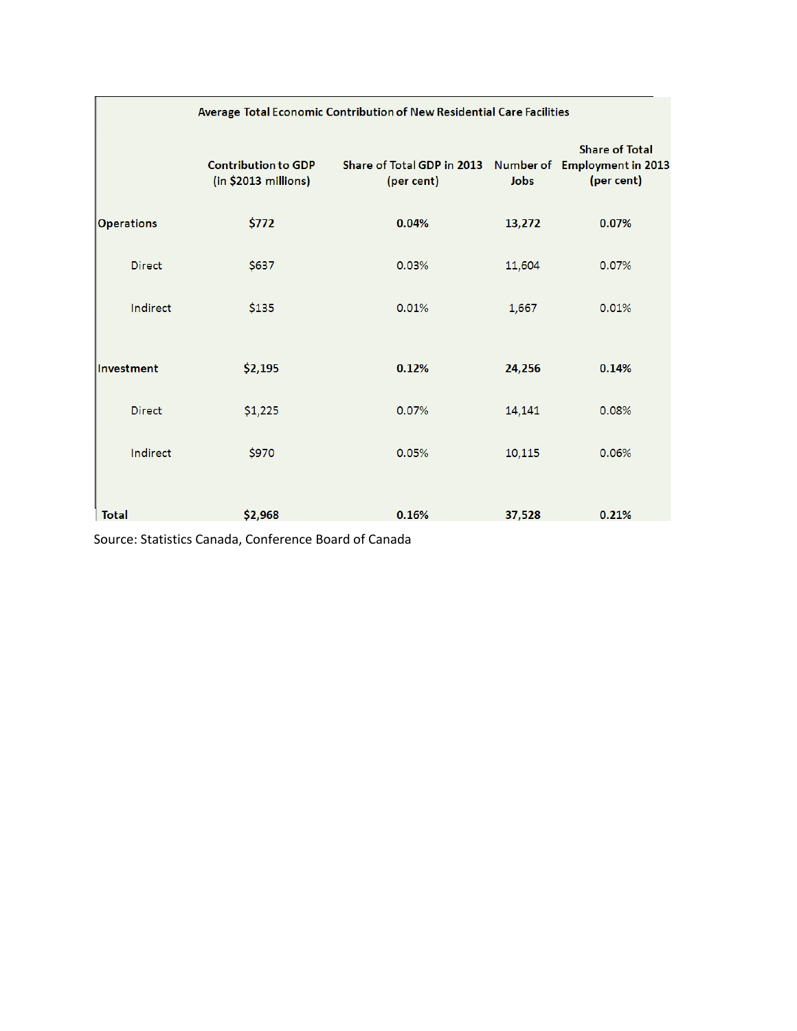**Average Total Economic Contribution of New Residential Care Facilities**

| | Contribution to GDP (in $2013 millions) | Share of Total GDP in 2013 (per cent) | Number of Jobs | Share of Total Employment in 2013 (per cent) |
|---|---|---|---|---|
| **Operations** | **$772** | **0.04%** | **13,272** | **0.07%** |
| Direct | $637 | 0.03% | 11,604 | 0.07% |
| Indirect | $135 | 0.01% | 1,667 | 0.01% |
| **Investment** | **$2,195** | **0.12%** | **24,256** | **0.14%** |
| Direct | $1,225 | 0.07% | 14,141 | 0.08% |
| Indirect | $970 | 0.05% | 10,115 | 0.06% |
| **Total** | **$2,968** | **0.16%** | **37,528** | **0.21%** |

Source: Statistics Canada, Conference Board of Canada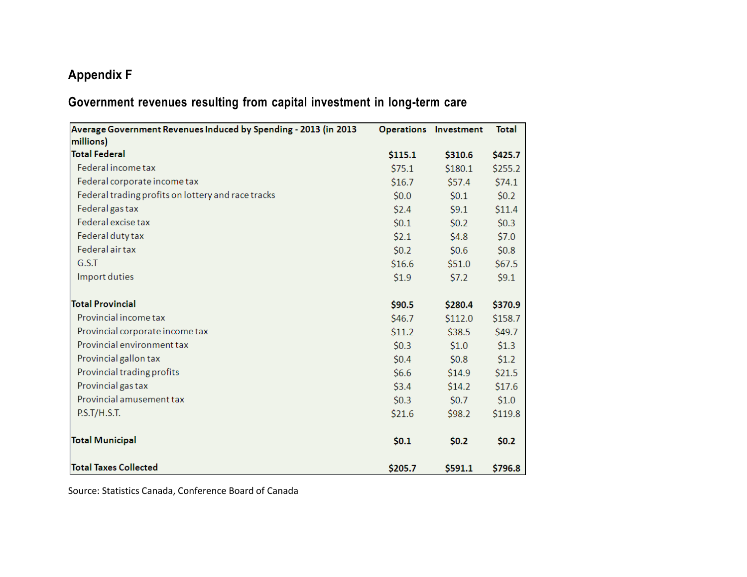## Appendix F

### Government revenues resulting from capital investment in long-term care

| Average Government Revenues Induced by Spending - 2013 (in 2013 millions) | Operations | Investment | Total |
|---|---|---|---|
| **Total Federal** | **$115.1** | **$310.6** | **$425.7** |
| Federal income tax | $75.1 | $180.1 | $255.2 |
| Federal corporate income tax | $16.7 | $57.4 | $74.1 |
| Federal trading profits on lottery and race tracks | $0.0 | $0.1 | $0.2 |
| Federal gas tax | $2.4 | $9.1 | $11.4 |
| Federal excise tax | $0.1 | $0.2 | $0.3 |
| Federal duty tax | $2.1 | $4.8 | $7.0 |
| Federal air tax | $0.2 | $0.6 | $0.8 |
| G.S.T | $16.6 | $51.0 | $67.5 |
| Import duties | $1.9 | $7.2 | $9.1 |
| | | | |
| **Total Provincial** | **$90.5** | **$280.4** | **$370.9** |
| Provincial income tax | $46.7 | $112.0 | $158.7 |
| Provincial corporate income tax | $11.2 | $38.5 | $49.7 |
| Provincial environment tax | $0.3 | $1.0 | $1.3 |
| Provincial gallon tax | $0.4 | $0.8 | $1.2 |
| Provincial trading profits | $6.6 | $14.9 | $21.5 |
| Provincial gas tax | $3.4 | $14.2 | $17.6 |
| Provincial amusement tax | $0.3 | $0.7 | $1.0 |
| P.S.T/H.S.T. | $21.6 | $98.2 | $119.8 |
| | | | |
| **Total Municipal** | **$0.1** | **$0.2** | **$0.2** |
| | | | |
| **Total Taxes Collected** | **$205.7** | **$591.1** | **$796.8** |

Source: Statistics Canada, Conference Board of Canada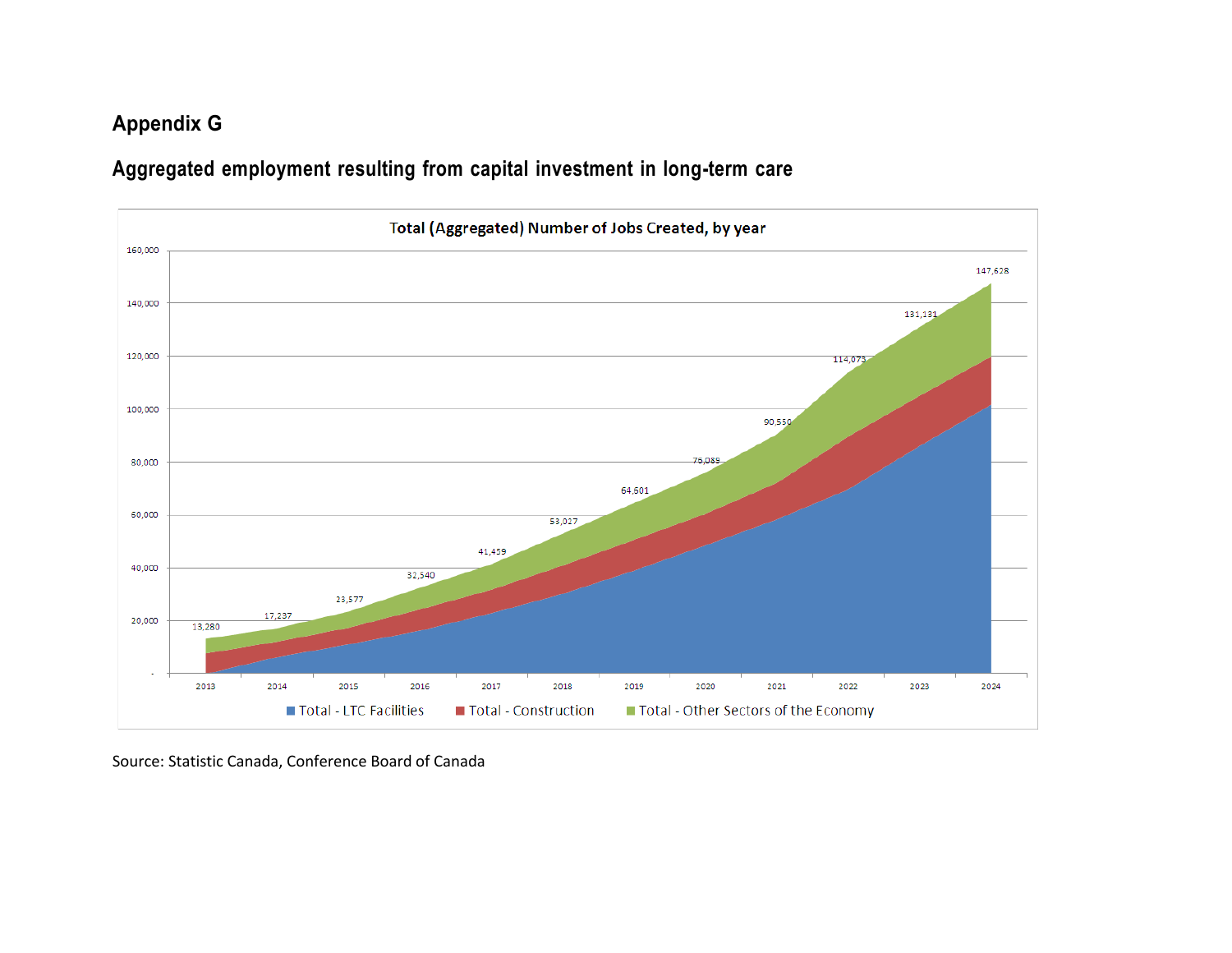## Appendix G

### Aggregated employment resulting from capital investment in long-term care

**Total (Aggregated) Number of Jobs Created, by year**

| Year | Total jobs |
|---|---|
| 2013 | 13,280 |
| 2014 | 17,237 |
| 2015 | 23,577 |
| 2016 | 32,540 |
| 2017 | 41,459 |
| 2018 | 53,027 |
| 2019 | 64,601 |
| 2020 | 75,089 |
| 2021 | 90,550 |
| 2022 | 114,073 |
| 2023 | 131,131 |
| 2024 | 147,628 |

Total - LTC Facilities | Total - Construction | Total - Other Sectors of the Economy

Source: Statistic Canada, Conference Board of Canada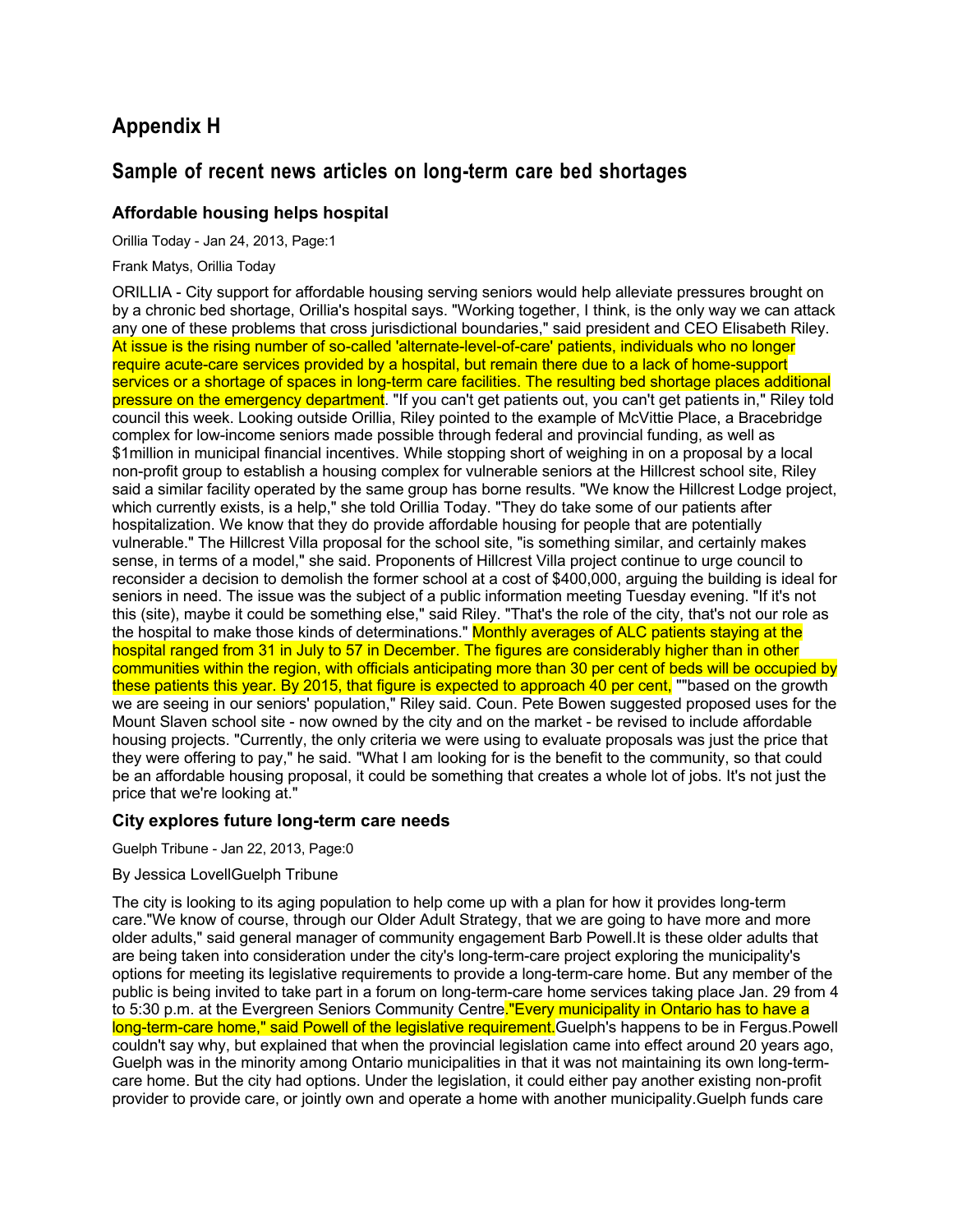## Appendix H

## Sample of recent news articles on long-term care bed shortages

### Affordable housing helps hospital

Orillia Today - Jan 24, 2013, Page:1

Frank Matys, Orillia Today

ORILLIA - City support for affordable housing serving seniors would help alleviate pressures brought on by a chronic bed shortage, Orillia's hospital says. "Working together, I think, is the only way we can attack any one of these problems that cross jurisdictional boundaries," said president and CEO Elisabeth Riley. At issue is the rising number of so-called 'alternate-level-of-care' patients, individuals who no longer require acute-care services provided by a hospital, but remain there due to a lack of home-support services or a shortage of spaces in long-term care facilities. The resulting bed shortage places additional pressure on the emergency department. "If you can't get patients out, you can't get patients in," Riley told council this week. Looking outside Orillia, Riley pointed to the example of McVittie Place, a Bracebridge complex for low-income seniors made possible through federal and provincial funding, as well as $1million in municipal financial incentives. While stopping short of weighing in on a proposal by a local non-profit group to establish a housing complex for vulnerable seniors at the Hillcrest school site, Riley said a similar facility operated by the same group has borne results. "We know the Hillcrest Lodge project, which currently exists, is a help," she told Orillia Today. "They do take some of our patients after hospitalization. We know that they do provide affordable housing for people that are potentially vulnerable." The Hillcrest Villa proposal for the school site, "is something similar, and certainly makes sense, in terms of a model," she said. Proponents of Hillcrest Villa project continue to urge council to reconsider a decision to demolish the former school at a cost of $400,000, arguing the building is ideal for seniors in need. The issue was the subject of a public information meeting Tuesday evening. "If it's not this (site), maybe it could be something else," said Riley. "That's the role of the city, that's not our role as the hospital to make those kinds of determinations." Monthly averages of ALC patients staying at the hospital ranged from 31 in July to 57 in December. The figures are considerably higher than in other communities within the region, with officials anticipating more than 30 per cent of beds will be occupied by these patients this year. By 2015, that figure is expected to approach 40 per cent, ""based on the growth we are seeing in our seniors' population," Riley said. Coun. Pete Bowen suggested proposed uses for the Mount Slaven school site - now owned by the city and on the market - be revised to include affordable housing projects. "Currently, the only criteria we were using to evaluate proposals was just the price that they were offering to pay," he said. "What I am looking for is the benefit to the community, so that could be an affordable housing proposal, it could be something that creates a whole lot of jobs. It's not just the price that we're looking at."

### City explores future long-term care needs

Guelph Tribune - Jan 22, 2013, Page:0

By Jessica LovellGuelph Tribune

The city is looking to its aging population to help come up with a plan for how it provides long-term care."We know of course, through our Older Adult Strategy, that we are going to have more and more older adults," said general manager of community engagement Barb Powell.It is these older adults that are being taken into consideration under the city's long-term-care project exploring the municipality's options for meeting its legislative requirements to provide a long-term-care home. But any member of the public is being invited to take part in a forum on long-term-care home services taking place Jan. 29 from 4 to 5:30 p.m. at the Evergreen Seniors Community Centre."Every municipality in Ontario has to have a long-term-care home," said Powell of the legislative requirement.Guelph's happens to be in Fergus.Powell couldn't say why, but explained that when the provincial legislation came into effect around 20 years ago, Guelph was in the minority among Ontario municipalities in that it was not maintaining its own long-term-care home. But the city had options. Under the legislation, it could either pay another existing non-profit provider to provide care, or jointly own and operate a home with another municipality.Guelph funds care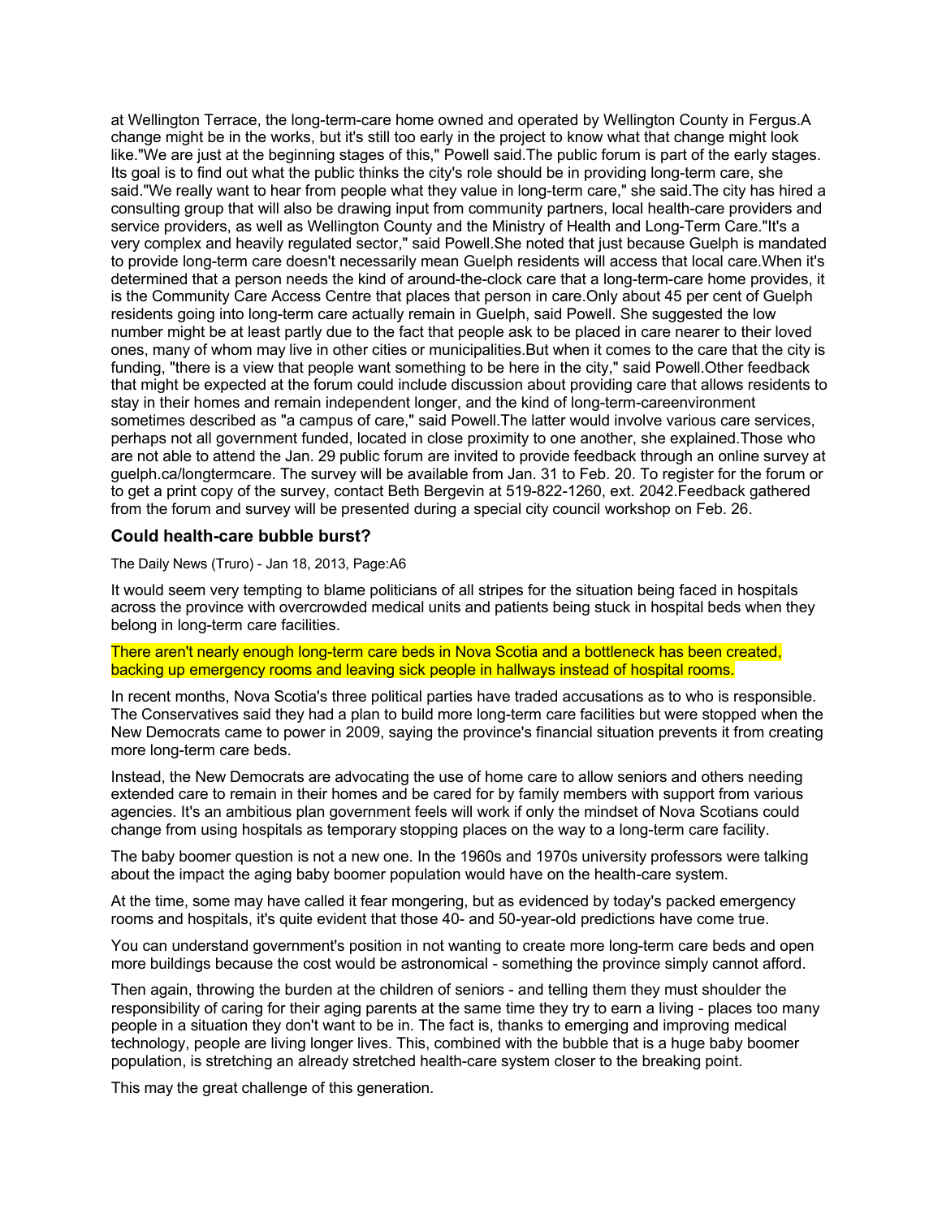at Wellington Terrace, the long-term-care home owned and operated by Wellington County in Fergus.A change might be in the works, but it's still too early in the project to know what that change might look like."We are just at the beginning stages of this," Powell said.The public forum is part of the early stages. Its goal is to find out what the public thinks the city's role should be in providing long-term care, she said."We really want to hear from people what they value in long-term care," she said.The city has hired a consulting group that will also be drawing input from community partners, local health-care providers and service providers, as well as Wellington County and the Ministry of Health and Long-Term Care."It's a very complex and heavily regulated sector," said Powell.She noted that just because Guelph is mandated to provide long-term care doesn't necessarily mean Guelph residents will access that local care.When it's determined that a person needs the kind of around-the-clock care that a long-term-care home provides, it is the Community Care Access Centre that places that person in care.Only about 45 per cent of Guelph residents going into long-term care actually remain in Guelph, said Powell. She suggested the low number might be at least partly due to the fact that people ask to be placed in care nearer to their loved ones, many of whom may live in other cities or municipalities.But when it comes to the care that the city is funding, "there is a view that people want something to be here in the city," said Powell.Other feedback that might be expected at the forum could include discussion about providing care that allows residents to stay in their homes and remain independent longer, and the kind of long-term-careenvironment sometimes described as "a campus of care," said Powell.The latter would involve various care services, perhaps not all government funded, located in close proximity to one another, she explained.Those who are not able to attend the Jan. 29 public forum are invited to provide feedback through an online survey at guelph.ca/longtermcare. The survey will be available from Jan. 31 to Feb. 20. To register for the forum or to get a print copy of the survey, contact Beth Bergevin at 519-822-1260, ext. 2042.Feedback gathered from the forum and survey will be presented during a special city council workshop on Feb. 26.

### Could health-care bubble burst?

The Daily News (Truro) - Jan 18, 2013, Page:A6

It would seem very tempting to blame politicians of all stripes for the situation being faced in hospitals across the province with overcrowded medical units and patients being stuck in hospital beds when they belong in long-term care facilities.

There aren't nearly enough long-term care beds in Nova Scotia and a bottleneck has been created, backing up emergency rooms and leaving sick people in hallways instead of hospital rooms.

In recent months, Nova Scotia's three political parties have traded accusations as to who is responsible. The Conservatives said they had a plan to build more long-term care facilities but were stopped when the New Democrats came to power in 2009, saying the province's financial situation prevents it from creating more long-term care beds.

Instead, the New Democrats are advocating the use of home care to allow seniors and others needing extended care to remain in their homes and be cared for by family members with support from various agencies. It's an ambitious plan government feels will work if only the mindset of Nova Scotians could change from using hospitals as temporary stopping places on the way to a long-term care facility.

The baby boomer question is not a new one. In the 1960s and 1970s university professors were talking about the impact the aging baby boomer population would have on the health-care system.

At the time, some may have called it fear mongering, but as evidenced by today's packed emergency rooms and hospitals, it's quite evident that those 40- and 50-year-old predictions have come true.

You can understand government's position in not wanting to create more long-term care beds and open more buildings because the cost would be astronomical - something the province simply cannot afford.

Then again, throwing the burden at the children of seniors - and telling them they must shoulder the responsibility of caring for their aging parents at the same time they try to earn a living - places too many people in a situation they don't want to be in. The fact is, thanks to emerging and improving medical technology, people are living longer lives. This, combined with the bubble that is a huge baby boomer population, is stretching an already stretched health-care system closer to the breaking point.

This may the great challenge of this generation.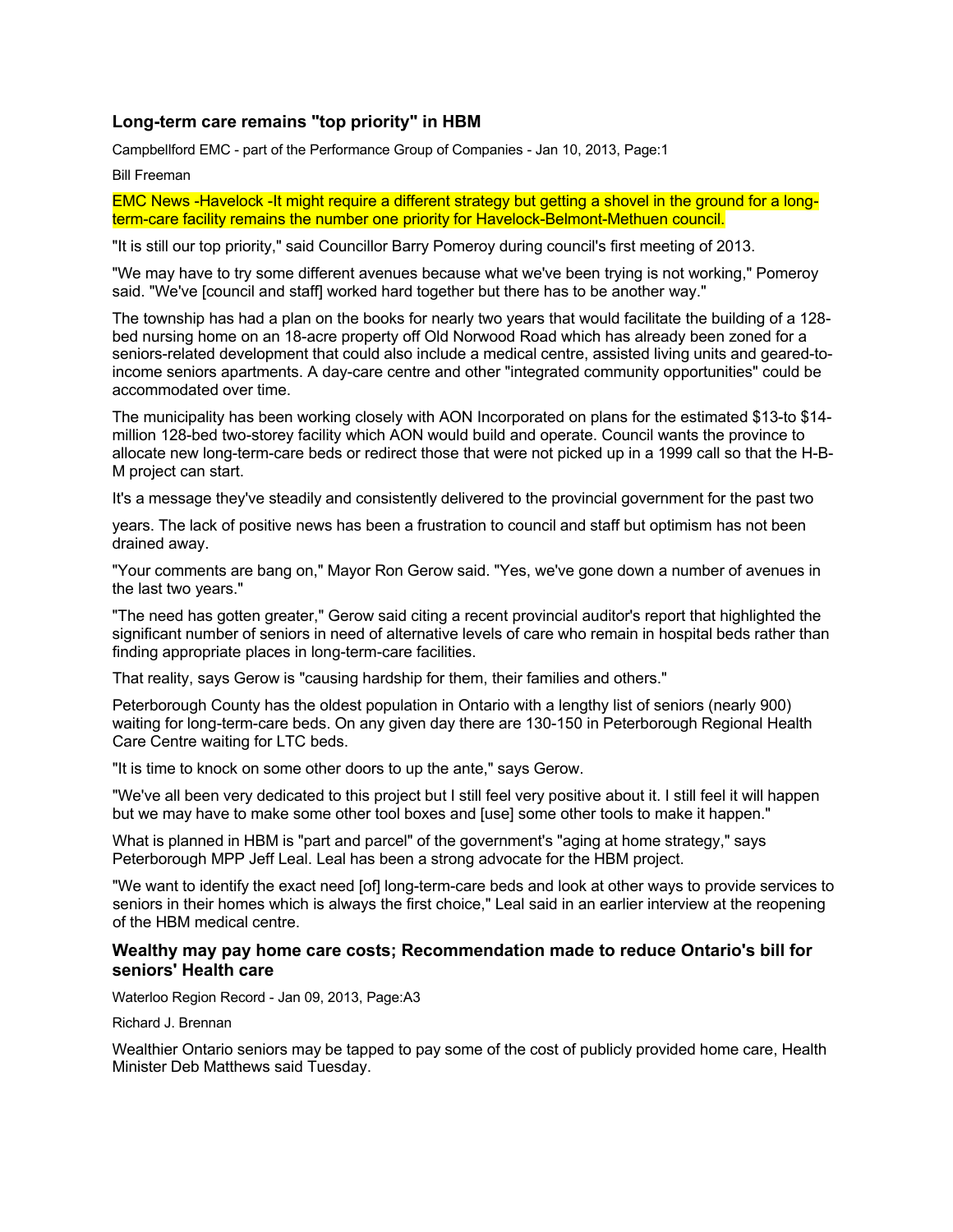### Long-term care remains "top priority" in HBM

Campbellford EMC - part of the Performance Group of Companies - Jan 10, 2013, Page:1

Bill Freeman

EMC News -Havelock -It might require a different strategy but getting a shovel in the ground for a long-term-care facility remains the number one priority for Havelock-Belmont-Methuen council.

"It is still our top priority," said Councillor Barry Pomeroy during council's first meeting of 2013.

"We may have to try some different avenues because what we've been trying is not working," Pomeroy said. "We've [council and staff] worked hard together but there has to be another way."

The township has had a plan on the books for nearly two years that would facilitate the building of a 128-bed nursing home on an 18-acre property off Old Norwood Road which has already been zoned for a seniors-related development that could also include a medical centre, assisted living units and geared-to-income seniors apartments. A day-care centre and other "integrated community opportunities" could be accommodated over time.

The municipality has been working closely with AON Incorporated on plans for the estimated $13-to $14-million 128-bed two-storey facility which AON would build and operate. Council wants the province to allocate new long-term-care beds or redirect those that were not picked up in a 1999 call so that the H-B-M project can start.

It's a message they've steadily and consistently delivered to the provincial government for the past two years. The lack of positive news has been a frustration to council and staff but optimism has not been drained away.

"Your comments are bang on," Mayor Ron Gerow said. "Yes, we've gone down a number of avenues in the last two years."

"The need has gotten greater," Gerow said citing a recent provincial auditor's report that highlighted the significant number of seniors in need of alternative levels of care who remain in hospital beds rather than finding appropriate places in long-term-care facilities.

That reality, says Gerow is "causing hardship for them, their families and others."

Peterborough County has the oldest population in Ontario with a lengthy list of seniors (nearly 900) waiting for long-term-care beds. On any given day there are 130-150 in Peterborough Regional Health Care Centre waiting for LTC beds.

"It is time to knock on some other doors to up the ante," says Gerow.

"We've all been very dedicated to this project but I still feel very positive about it. I still feel it will happen but we may have to make some other tool boxes and [use] some other tools to make it happen."

What is planned in HBM is "part and parcel" of the government's "aging at home strategy," says Peterborough MPP Jeff Leal. Leal has been a strong advocate for the HBM project.

"We want to identify the exact need [of] long-term-care beds and look at other ways to provide services to seniors in their homes which is always the first choice," Leal said in an earlier interview at the reopening of the HBM medical centre.

### Wealthy may pay home care costs; Recommendation made to reduce Ontario's bill for seniors' Health care

Waterloo Region Record - Jan 09, 2013, Page:A3

Richard J. Brennan

Wealthier Ontario seniors may be tapped to pay some of the cost of publicly provided home care, Health Minister Deb Matthews said Tuesday.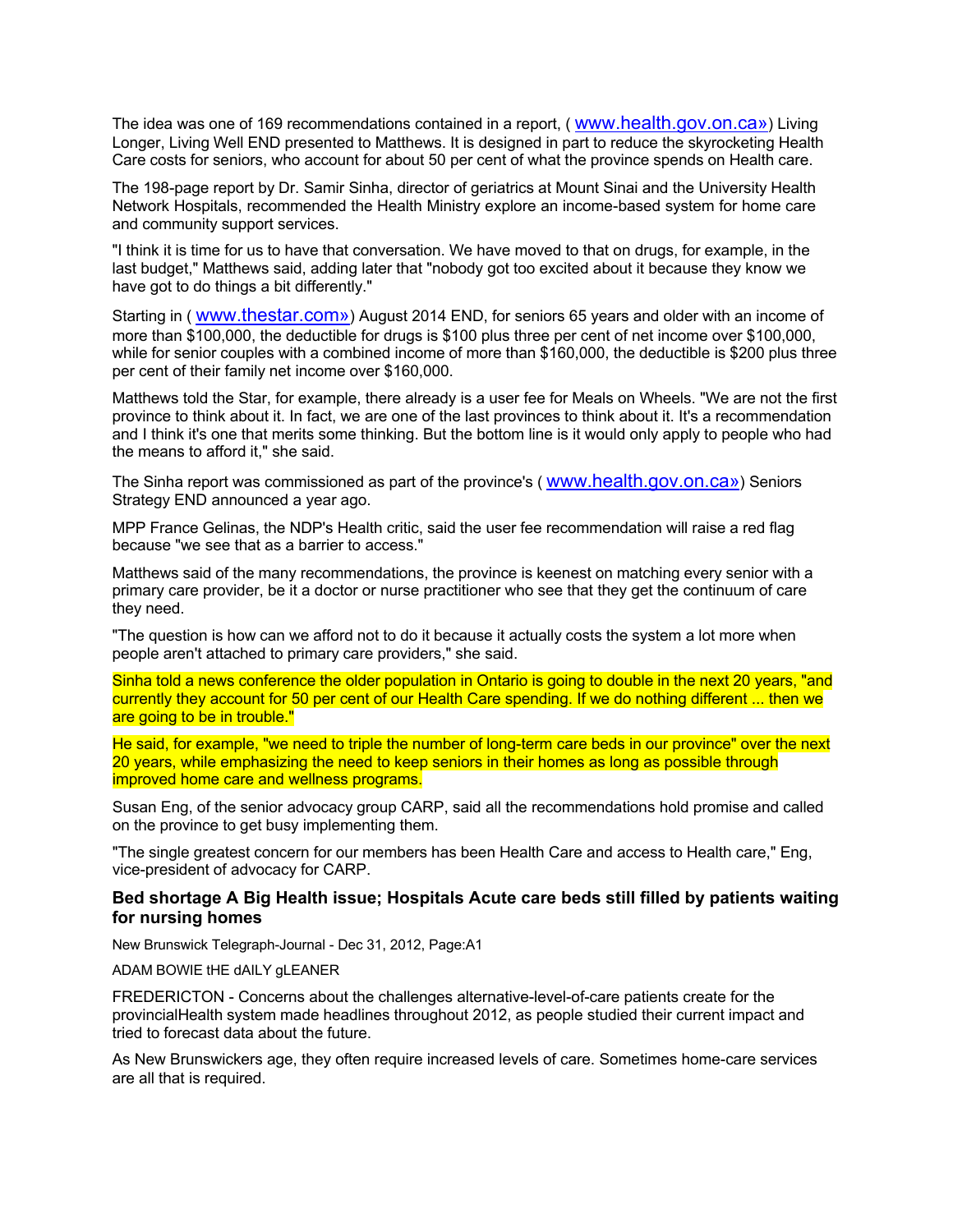The idea was one of 169 recommendations contained in a report, ( www.health.gov.on.ca») Living Longer, Living Well END presented to Matthews. It is designed in part to reduce the skyrocketing Health Care costs for seniors, who account for about 50 per cent of what the province spends on Health care.

The 198-page report by Dr. Samir Sinha, director of geriatrics at Mount Sinai and the University Health Network Hospitals, recommended the Health Ministry explore an income-based system for home care and community support services.

"I think it is time for us to have that conversation. We have moved to that on drugs, for example, in the last budget," Matthews said, adding later that "nobody got too excited about it because they know we have got to do things a bit differently."

Starting in ( www.thestar.com») August 2014 END, for seniors 65 years and older with an income of more than $100,000, the deductible for drugs is $100 plus three per cent of net income over $100,000, while for senior couples with a combined income of more than $160,000, the deductible is $200 plus three per cent of their family net income over $160,000.

Matthews told the Star, for example, there already is a user fee for Meals on Wheels. "We are not the first province to think about it. In fact, we are one of the last provinces to think about it. It's a recommendation and I think it's one that merits some thinking. But the bottom line is it would only apply to people who had the means to afford it," she said.

The Sinha report was commissioned as part of the province's ( www.health.gov.on.ca») Seniors Strategy END announced a year ago.

MPP France Gelinas, the NDP's Health critic, said the user fee recommendation will raise a red flag because "we see that as a barrier to access."

Matthews said of the many recommendations, the province is keenest on matching every senior with a primary care provider, be it a doctor or nurse practitioner who see that they get the continuum of care they need.

"The question is how can we afford not to do it because it actually costs the system a lot more when people aren't attached to primary care providers," she said.

Sinha told a news conference the older population in Ontario is going to double in the next 20 years, "and currently they account for 50 per cent of our Health Care spending. If we do nothing different ... then we are going to be in trouble."

He said, for example, "we need to triple the number of long-term care beds in our province" over the next 20 years, while emphasizing the need to keep seniors in their homes as long as possible through improved home care and wellness programs.

Susan Eng, of the senior advocacy group CARP, said all the recommendations hold promise and called on the province to get busy implementing them.

"The single greatest concern for our members has been Health Care and access to Health care," Eng, vice-president of advocacy for CARP.

### Bed shortage A Big Health issue; Hospitals Acute care beds still filled by patients waiting for nursing homes

New Brunswick Telegraph-Journal - Dec 31, 2012, Page:A1

ADAM BOWIE tHE dAILY gLEANER

FREDERICTON - Concerns about the challenges alternative-level-of-care patients create for the provincialHealth system made headlines throughout 2012, as people studied their current impact and tried to forecast data about the future.

As New Brunswickers age, they often require increased levels of care. Sometimes home-care services are all that is required.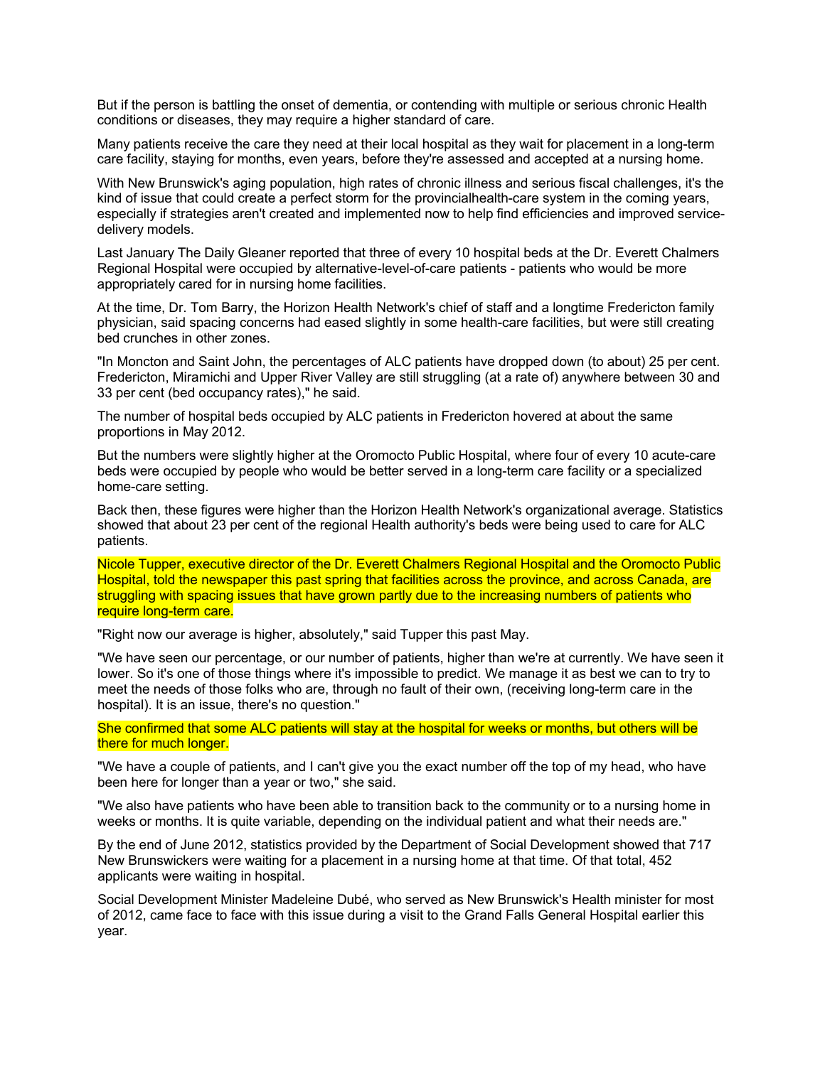But if the person is battling the onset of dementia, or contending with multiple or serious chronic Health conditions or diseases, they may require a higher standard of care.

Many patients receive the care they need at their local hospital as they wait for placement in a long-term care facility, staying for months, even years, before they're assessed and accepted at a nursing home.

With New Brunswick's aging population, high rates of chronic illness and serious fiscal challenges, it's the kind of issue that could create a perfect storm for the provincialhealth-care system in the coming years, especially if strategies aren't created and implemented now to help find efficiencies and improved service-delivery models.

Last January The Daily Gleaner reported that three of every 10 hospital beds at the Dr. Everett Chalmers Regional Hospital were occupied by alternative-level-of-care patients - patients who would be more appropriately cared for in nursing home facilities.

At the time, Dr. Tom Barry, the Horizon Health Network's chief of staff and a longtime Fredericton family physician, said spacing concerns had eased slightly in some health-care facilities, but were still creating bed crunches in other zones.

"In Moncton and Saint John, the percentages of ALC patients have dropped down (to about) 25 per cent. Fredericton, Miramichi and Upper River Valley are still struggling (at a rate of) anywhere between 30 and 33 per cent (bed occupancy rates)," he said.

The number of hospital beds occupied by ALC patients in Fredericton hovered at about the same proportions in May 2012.

But the numbers were slightly higher at the Oromocto Public Hospital, where four of every 10 acute-care beds were occupied by people who would be better served in a long-term care facility or a specialized home-care setting.

Back then, these figures were higher than the Horizon Health Network's organizational average. Statistics showed that about 23 per cent of the regional Health authority's beds were being used to care for ALC patients.

Nicole Tupper, executive director of the Dr. Everett Chalmers Regional Hospital and the Oromocto Public Hospital, told the newspaper this past spring that facilities across the province, and across Canada, are struggling with spacing issues that have grown partly due to the increasing numbers of patients who require long-term care.

"Right now our average is higher, absolutely," said Tupper this past May.

"We have seen our percentage, or our number of patients, higher than we're at currently. We have seen it lower. So it's one of those things where it's impossible to predict. We manage it as best we can to try to meet the needs of those folks who are, through no fault of their own, (receiving long-term care in the hospital). It is an issue, there's no question."

She confirmed that some ALC patients will stay at the hospital for weeks or months, but others will be there for much longer.

"We have a couple of patients, and I can't give you the exact number off the top of my head, who have been here for longer than a year or two," she said.

"We also have patients who have been able to transition back to the community or to a nursing home in weeks or months. It is quite variable, depending on the individual patient and what their needs are."

By the end of June 2012, statistics provided by the Department of Social Development showed that 717 New Brunswickers were waiting for a placement in a nursing home at that time. Of that total, 452 applicants were waiting in hospital.

Social Development Minister Madeleine Dubé, who served as New Brunswick's Health minister for most of 2012, came face to face with this issue during a visit to the Grand Falls General Hospital earlier this year.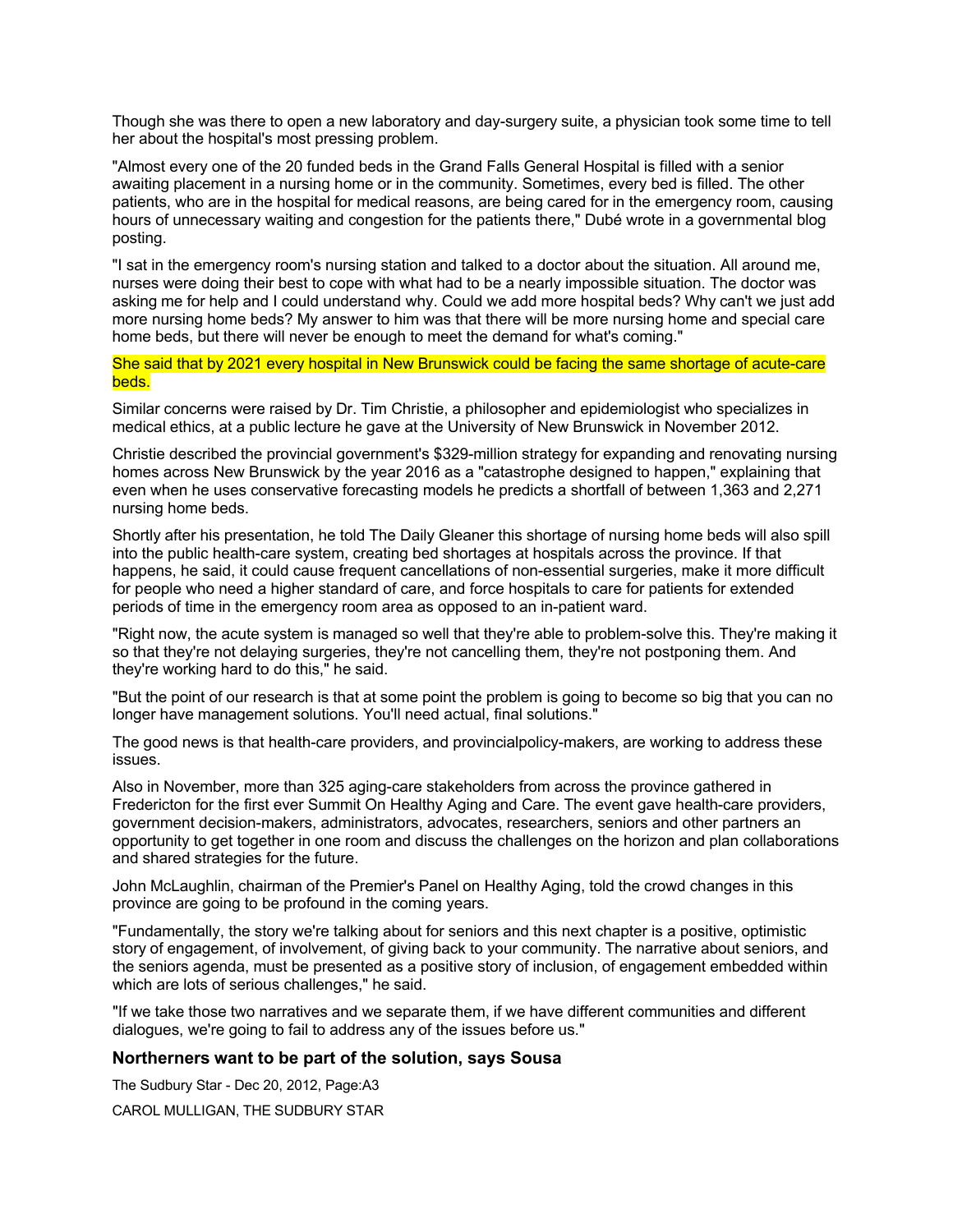Though she was there to open a new laboratory and day-surgery suite, a physician took some time to tell her about the hospital's most pressing problem.

"Almost every one of the 20 funded beds in the Grand Falls General Hospital is filled with a senior awaiting placement in a nursing home or in the community. Sometimes, every bed is filled. The other patients, who are in the hospital for medical reasons, are being cared for in the emergency room, causing hours of unnecessary waiting and congestion for the patients there," Dubé wrote in a governmental blog posting.

"I sat in the emergency room's nursing station and talked to a doctor about the situation. All around me, nurses were doing their best to cope with what had to be a nearly impossible situation. The doctor was asking me for help and I could understand why. Could we add more hospital beds? Why can't we just add more nursing home beds? My answer to him was that there will be more nursing home and special care home beds, but there will never be enough to meet the demand for what's coming."

She said that by 2021 every hospital in New Brunswick could be facing the same shortage of acute-care beds.

Similar concerns were raised by Dr. Tim Christie, a philosopher and epidemiologist who specializes in medical ethics, at a public lecture he gave at the University of New Brunswick in November 2012.

Christie described the provincial government's $329-million strategy for expanding and renovating nursing homes across New Brunswick by the year 2016 as a "catastrophe designed to happen," explaining that even when he uses conservative forecasting models he predicts a shortfall of between 1,363 and 2,271 nursing home beds.

Shortly after his presentation, he told The Daily Gleaner this shortage of nursing home beds will also spill into the public health-care system, creating bed shortages at hospitals across the province. If that happens, he said, it could cause frequent cancellations of non-essential surgeries, make it more difficult for people who need a higher standard of care, and force hospitals to care for patients for extended periods of time in the emergency room area as opposed to an in-patient ward.

"Right now, the acute system is managed so well that they're able to problem-solve this. They're making it so that they're not delaying surgeries, they're not cancelling them, they're not postponing them. And they're working hard to do this," he said.

"But the point of our research is that at some point the problem is going to become so big that you can no longer have management solutions. You'll need actual, final solutions."

The good news is that health-care providers, and provincialpolicy-makers, are working to address these issues.

Also in November, more than 325 aging-care stakeholders from across the province gathered in Fredericton for the first ever Summit On Healthy Aging and Care. The event gave health-care providers, government decision-makers, administrators, advocates, researchers, seniors and other partners an opportunity to get together in one room and discuss the challenges on the horizon and plan collaborations and shared strategies for the future.

John McLaughlin, chairman of the Premier's Panel on Healthy Aging, told the crowd changes in this province are going to be profound in the coming years.

"Fundamentally, the story we're talking about for seniors and this next chapter is a positive, optimistic story of engagement, of involvement, of giving back to your community. The narrative about seniors, and the seniors agenda, must be presented as a positive story of inclusion, of engagement embedded within which are lots of serious challenges," he said.

"If we take those two narratives and we separate them, if we have different communities and different dialogues, we're going to fail to address any of the issues before us."

### Northerners want to be part of the solution, says Sousa

The Sudbury Star - Dec 20, 2012, Page:A3

CAROL MULLIGAN, THE SUDBURY STAR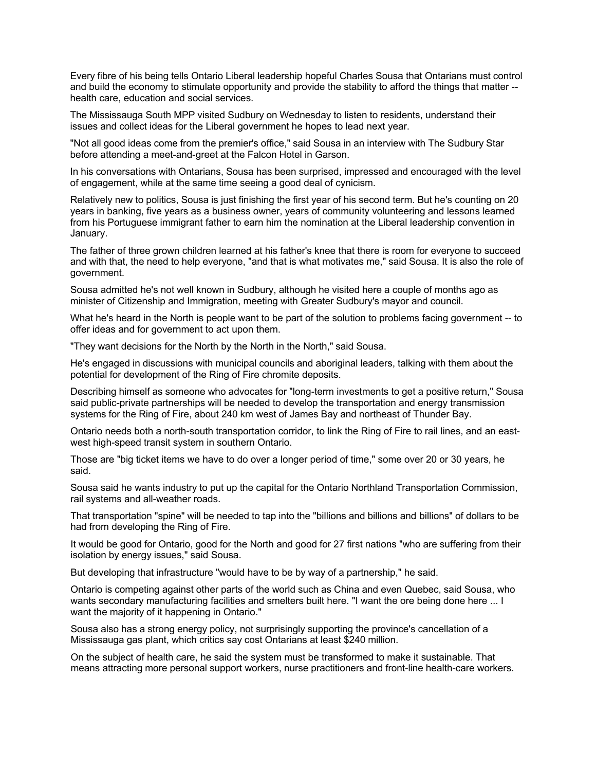Every fibre of his being tells Ontario Liberal leadership hopeful Charles Sousa that Ontarians must control and build the economy to stimulate opportunity and provide the stability to afford the things that matter -- health care, education and social services.

The Mississauga South MPP visited Sudbury on Wednesday to listen to residents, understand their issues and collect ideas for the Liberal government he hopes to lead next year.

"Not all good ideas come from the premier's office," said Sousa in an interview with The Sudbury Star before attending a meet-and-greet at the Falcon Hotel in Garson.

In his conversations with Ontarians, Sousa has been surprised, impressed and encouraged with the level of engagement, while at the same time seeing a good deal of cynicism.

Relatively new to politics, Sousa is just finishing the first year of his second term. But he's counting on 20 years in banking, five years as a business owner, years of community volunteering and lessons learned from his Portuguese immigrant father to earn him the nomination at the Liberal leadership convention in January.

The father of three grown children learned at his father's knee that there is room for everyone to succeed and with that, the need to help everyone, "and that is what motivates me," said Sousa. It is also the role of government.

Sousa admitted he's not well known in Sudbury, although he visited here a couple of months ago as minister of Citizenship and Immigration, meeting with Greater Sudbury's mayor and council.

What he's heard in the North is people want to be part of the solution to problems facing government -- to offer ideas and for government to act upon them.

"They want decisions for the North by the North in the North," said Sousa.

He's engaged in discussions with municipal councils and aboriginal leaders, talking with them about the potential for development of the Ring of Fire chromite deposits.

Describing himself as someone who advocates for "long-term investments to get a positive return," Sousa said public-private partnerships will be needed to develop the transportation and energy transmission systems for the Ring of Fire, about 240 km west of James Bay and northeast of Thunder Bay.

Ontario needs both a north-south transportation corridor, to link the Ring of Fire to rail lines, and an east-west high-speed transit system in southern Ontario.

Those are "big ticket items we have to do over a longer period of time," some over 20 or 30 years, he said.

Sousa said he wants industry to put up the capital for the Ontario Northland Transportation Commission, rail systems and all-weather roads.

That transportation "spine" will be needed to tap into the "billions and billions and billions" of dollars to be had from developing the Ring of Fire.

It would be good for Ontario, good for the North and good for 27 first nations "who are suffering from their isolation by energy issues," said Sousa.

But developing that infrastructure "would have to be by way of a partnership," he said.

Ontario is competing against other parts of the world such as China and even Quebec, said Sousa, who wants secondary manufacturing facilities and smelters built here. "I want the ore being done here ... I want the majority of it happening in Ontario."

Sousa also has a strong energy policy, not surprisingly supporting the province's cancellation of a Mississauga gas plant, which critics say cost Ontarians at least $240 million.

On the subject of health care, he said the system must be transformed to make it sustainable. That means attracting more personal support workers, nurse practitioners and front-line health-care workers.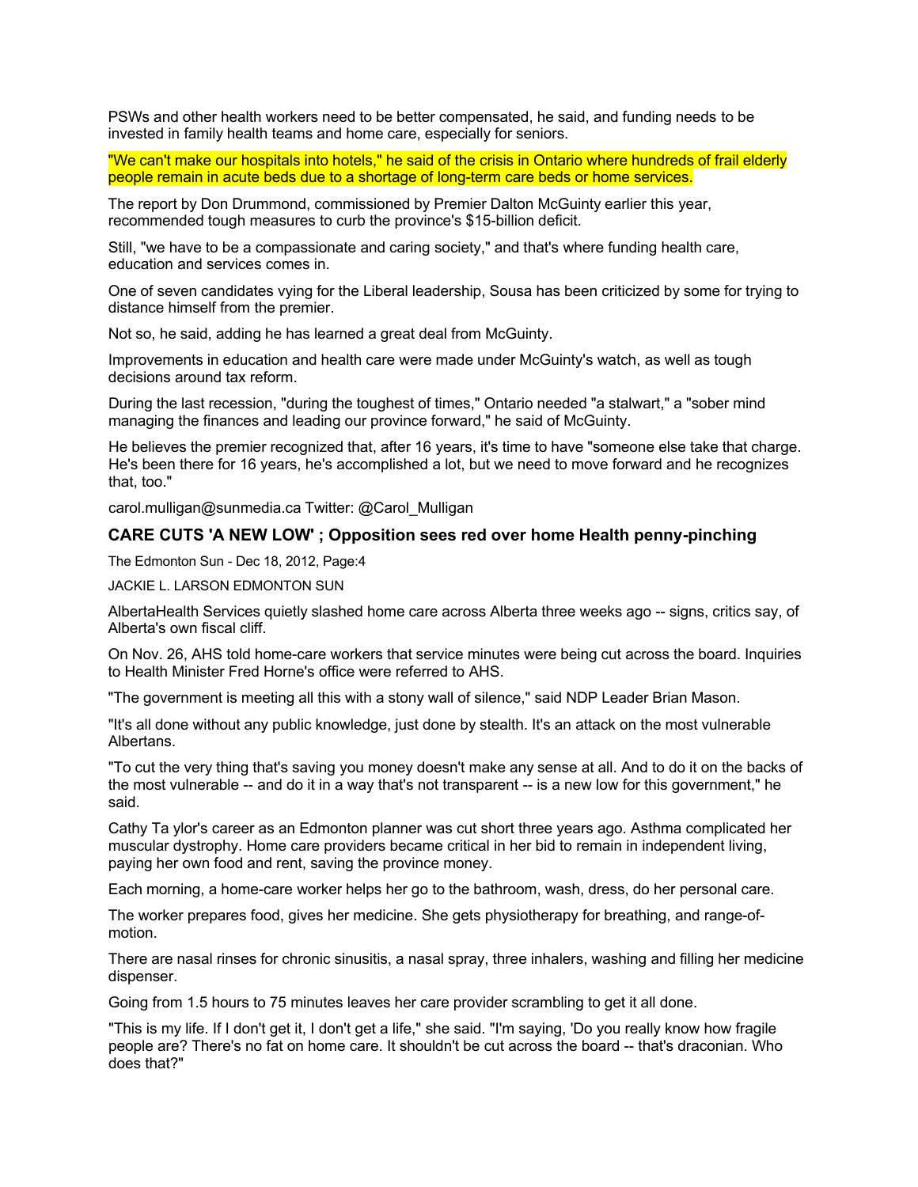PSWs and other health workers need to be better compensated, he said, and funding needs to be invested in family health teams and home care, especially for seniors.

"We can't make our hospitals into hotels," he said of the crisis in Ontario where hundreds of frail elderly people remain in acute beds due to a shortage of long-term care beds or home services.

The report by Don Drummond, commissioned by Premier Dalton McGuinty earlier this year, recommended tough measures to curb the province's $15-billion deficit.

Still, "we have to be a compassionate and caring society," and that's where funding health care, education and services comes in.

One of seven candidates vying for the Liberal leadership, Sousa has been criticized by some for trying to distance himself from the premier.

Not so, he said, adding he has learned a great deal from McGuinty.

Improvements in education and health care were made under McGuinty's watch, as well as tough decisions around tax reform.

During the last recession, "during the toughest of times," Ontario needed "a stalwart," a "sober mind managing the finances and leading our province forward," he said of McGuinty.

He believes the premier recognized that, after 16 years, it's time to have "someone else take that charge. He's been there for 16 years, he's accomplished a lot, but we need to move forward and he recognizes that, too."

carol.mulligan@sunmedia.ca Twitter: @Carol_Mulligan

### CARE CUTS 'A NEW LOW' ; Opposition sees red over home Health penny-pinching

The Edmonton Sun - Dec 18, 2012, Page:4

JACKIE L. LARSON EDMONTON SUN

AlbertaHealth Services quietly slashed home care across Alberta three weeks ago -- signs, critics say, of Alberta's own fiscal cliff.

On Nov. 26, AHS told home-care workers that service minutes were being cut across the board. Inquiries to Health Minister Fred Horne's office were referred to AHS.

"The government is meeting all this with a stony wall of silence," said NDP Leader Brian Mason.

"It's all done without any public knowledge, just done by stealth. It's an attack on the most vulnerable Albertans.

"To cut the very thing that's saving you money doesn't make any sense at all. And to do it on the backs of the most vulnerable -- and do it in a way that's not transparent -- is a new low for this government," he said.

Cathy Ta ylor's career as an Edmonton planner was cut short three years ago. Asthma complicated her muscular dystrophy. Home care providers became critical in her bid to remain in independent living, paying her own food and rent, saving the province money.

Each morning, a home-care worker helps her go to the bathroom, wash, dress, do her personal care.

The worker prepares food, gives her medicine. She gets physiotherapy for breathing, and range-of-motion.

There are nasal rinses for chronic sinusitis, a nasal spray, three inhalers, washing and filling her medicine dispenser.

Going from 1.5 hours to 75 minutes leaves her care provider scrambling to get it all done.

"This is my life. If I don't get it, I don't get a life," she said. "I'm saying, 'Do you really know how fragile people are? There's no fat on home care. It shouldn't be cut across the board -- that's draconian. Who does that?"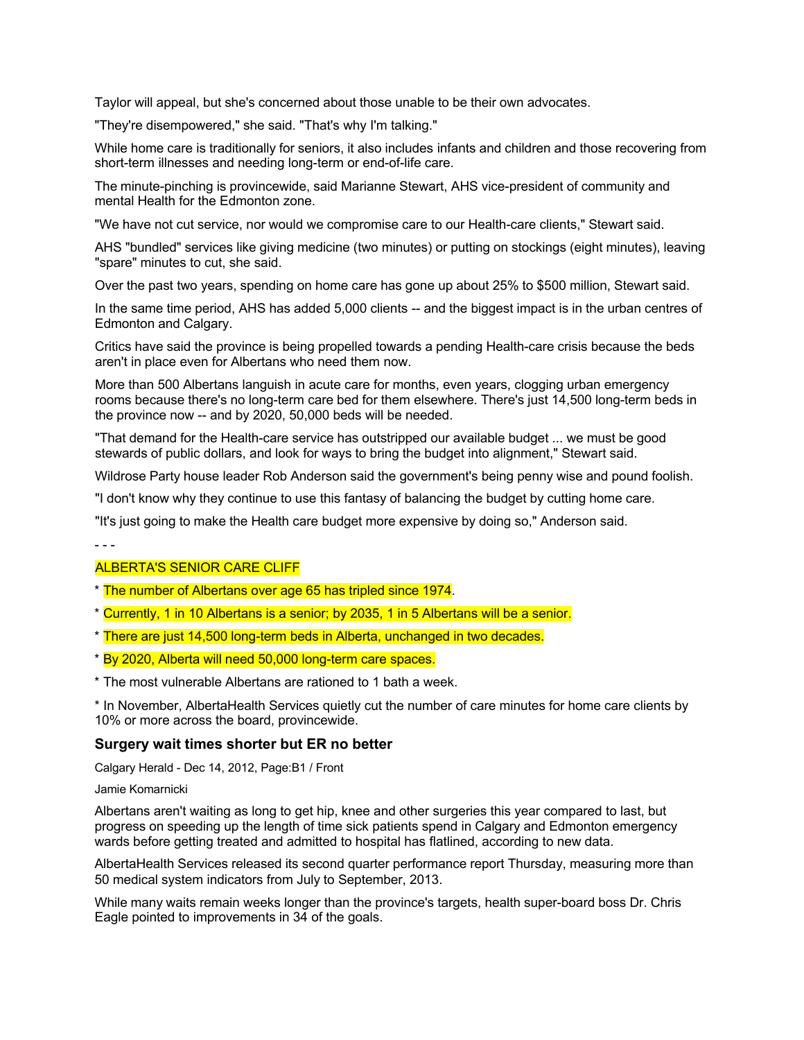Taylor will appeal, but she's concerned about those unable to be their own advocates.

"They're disempowered," she said. "That's why I'm talking."

While home care is traditionally for seniors, it also includes infants and children and those recovering from short-term illnesses and needing long-term or end-of-life care.

The minute-pinching is provincewide, said Marianne Stewart, AHS vice-president of community and mental Health for the Edmonton zone.

"We have not cut service, nor would we compromise care to our Health-care clients," Stewart said.

AHS "bundled" services like giving medicine (two minutes) or putting on stockings (eight minutes), leaving "spare" minutes to cut, she said.

Over the past two years, spending on home care has gone up about 25% to $500 million, Stewart said.

In the same time period, AHS has added 5,000 clients -- and the biggest impact is in the urban centres of Edmonton and Calgary.

Critics have said the province is being propelled towards a pending Health-care crisis because the beds aren't in place even for Albertans who need them now.

More than 500 Albertans languish in acute care for months, even years, clogging urban emergency rooms because there's no long-term care bed for them elsewhere. There's just 14,500 long-term beds in the province now -- and by 2020, 50,000 beds will be needed.

"That demand for the Health-care service has outstripped our available budget ... we must be good stewards of public dollars, and look for ways to bring the budget into alignment," Stewart said.

Wildrose Party house leader Rob Anderson said the government's being penny wise and pound foolish.

"I don't know why they continue to use this fantasy of balancing the budget by cutting home care.

"It's just going to make the Health care budget more expensive by doing so," Anderson said.

- - -

ALBERTA'S SENIOR CARE CLIFF

* The number of Albertans over age 65 has tripled since 1974.

* Currently, 1 in 10 Albertans is a senior; by 2035, 1 in 5 Albertans will be a senior.

* There are just 14,500 long-term beds in Alberta, unchanged in two decades.

* By 2020, Alberta will need 50,000 long-term care spaces.

* The most vulnerable Albertans are rationed to 1 bath a week.

* In November, AlbertaHealth Services quietly cut the number of care minutes for home care clients by 10% or more across the board, provincewide.

### Surgery wait times shorter but ER no better

Calgary Herald - Dec 14, 2012, Page:B1 / Front

Jamie Komarnicki

Albertans aren't waiting as long to get hip, knee and other surgeries this year compared to last, but progress on speeding up the length of time sick patients spend in Calgary and Edmonton emergency wards before getting treated and admitted to hospital has flatlined, according to new data.

AlbertaHealth Services released its second quarter performance report Thursday, measuring more than 50 medical system indicators from July to September, 2013.

While many waits remain weeks longer than the province's targets, health super-board boss Dr. Chris Eagle pointed to improvements in 34 of the goals.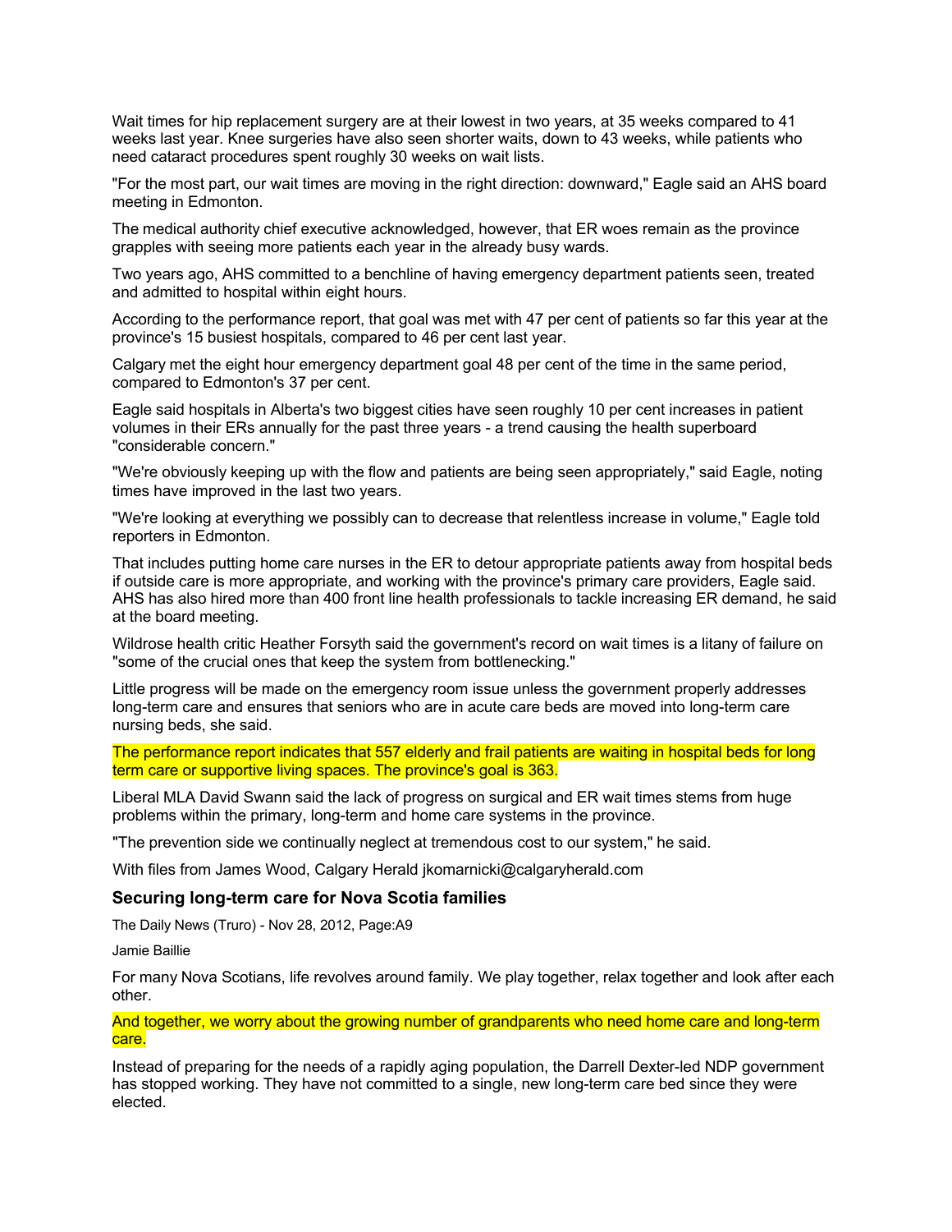Wait times for hip replacement surgery are at their lowest in two years, at 35 weeks compared to 41 weeks last year. Knee surgeries have also seen shorter waits, down to 43 weeks, while patients who need cataract procedures spent roughly 30 weeks on wait lists.

"For the most part, our wait times are moving in the right direction: downward," Eagle said an AHS board meeting in Edmonton.

The medical authority chief executive acknowledged, however, that ER woes remain as the province grapples with seeing more patients each year in the already busy wards.

Two years ago, AHS committed to a benchline of having emergency department patients seen, treated and admitted to hospital within eight hours.

According to the performance report, that goal was met with 47 per cent of patients so far this year at the province's 15 busiest hospitals, compared to 46 per cent last year.

Calgary met the eight hour emergency department goal 48 per cent of the time in the same period, compared to Edmonton's 37 per cent.

Eagle said hospitals in Alberta's two biggest cities have seen roughly 10 per cent increases in patient volumes in their ERs annually for the past three years - a trend causing the health superboard "considerable concern."

"We're obviously keeping up with the flow and patients are being seen appropriately," said Eagle, noting times have improved in the last two years.

"We're looking at everything we possibly can to decrease that relentless increase in volume," Eagle told reporters in Edmonton.

That includes putting home care nurses in the ER to detour appropriate patients away from hospital beds if outside care is more appropriate, and working with the province's primary care providers, Eagle said. AHS has also hired more than 400 front line health professionals to tackle increasing ER demand, he said at the board meeting.

Wildrose health critic Heather Forsyth said the government's record on wait times is a litany of failure on "some of the crucial ones that keep the system from bottlenecking."

Little progress will be made on the emergency room issue unless the government properly addresses long-term care and ensures that seniors who are in acute care beds are moved into long-term care nursing beds, she said.

The performance report indicates that 557 elderly and frail patients are waiting in hospital beds for long term care or supportive living spaces. The province's goal is 363.

Liberal MLA David Swann said the lack of progress on surgical and ER wait times stems from huge problems within the primary, long-term and home care systems in the province.

"The prevention side we continually neglect at tremendous cost to our system," he said.

With files from James Wood, Calgary Herald jkomarnicki@calgaryherald.com

### Securing long-term care for Nova Scotia families

The Daily News (Truro) - Nov 28, 2012, Page:A9

Jamie Baillie

For many Nova Scotians, life revolves around family. We play together, relax together and look after each other.

And together, we worry about the growing number of grandparents who need home care and long-term care.

Instead of preparing for the needs of a rapidly aging population, the Darrell Dexter-led NDP government has stopped working. They have not committed to a single, new long-term care bed since they were elected.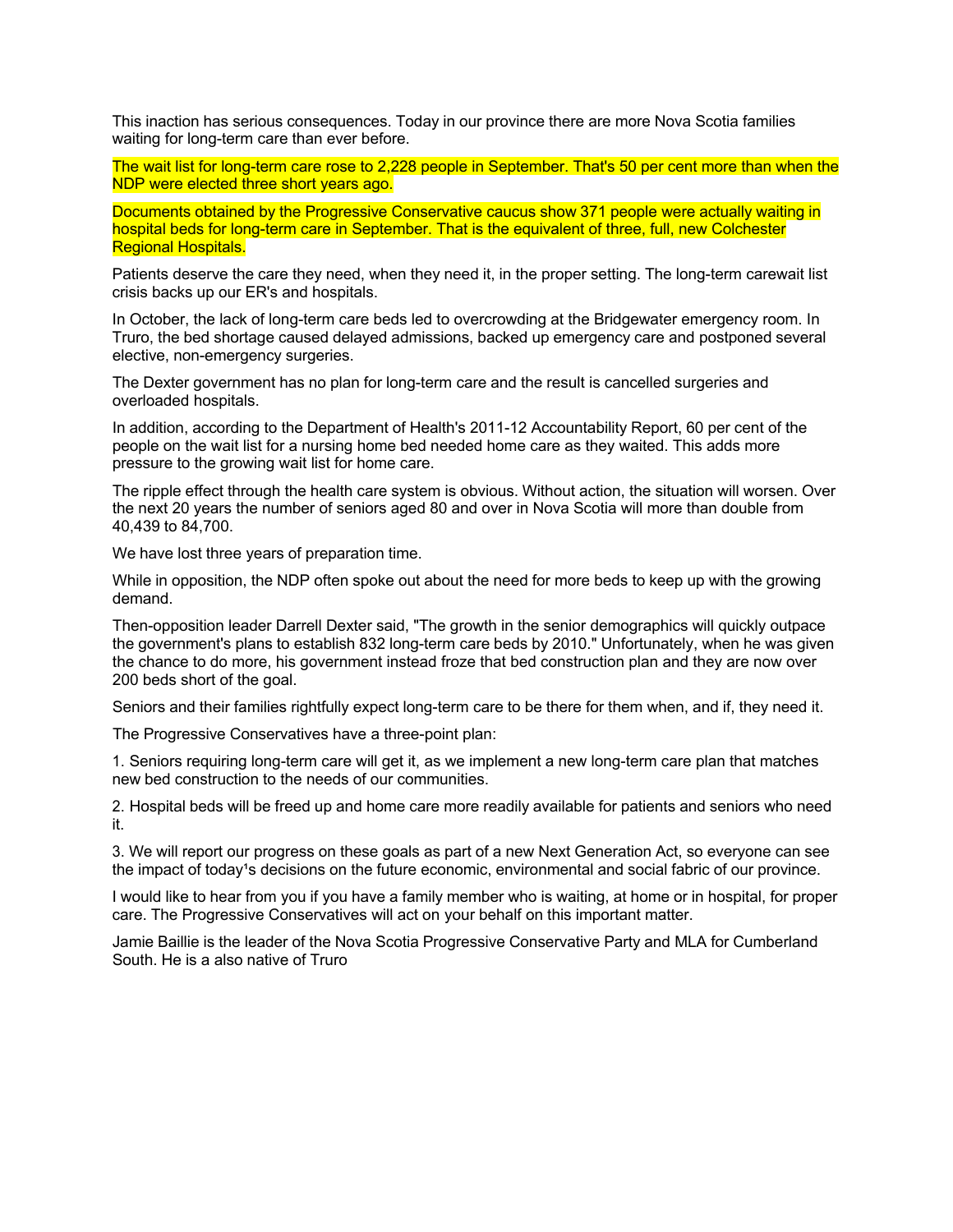This inaction has serious consequences. Today in our province there are more Nova Scotia families waiting for long-term care than ever before.

The wait list for long-term care rose to 2,228 people in September. That's 50 per cent more than when the NDP were elected three short years ago.

Documents obtained by the Progressive Conservative caucus show 371 people were actually waiting in hospital beds for long-term care in September. That is the equivalent of three, full, new Colchester Regional Hospitals.

Patients deserve the care they need, when they need it, in the proper setting. The long-term carewait list crisis backs up our ER's and hospitals.

In October, the lack of long-term care beds led to overcrowding at the Bridgewater emergency room. In Truro, the bed shortage caused delayed admissions, backed up emergency care and postponed several elective, non-emergency surgeries.

The Dexter government has no plan for long-term care and the result is cancelled surgeries and overloaded hospitals.

In addition, according to the Department of Health's 2011-12 Accountability Report, 60 per cent of the people on the wait list for a nursing home bed needed home care as they waited. This adds more pressure to the growing wait list for home care.

The ripple effect through the health care system is obvious. Without action, the situation will worsen. Over the next 20 years the number of seniors aged 80 and over in Nova Scotia will more than double from 40,439 to 84,700.

We have lost three years of preparation time.

While in opposition, the NDP often spoke out about the need for more beds to keep up with the growing demand.

Then-opposition leader Darrell Dexter said, "The growth in the senior demographics will quickly outpace the government's plans to establish 832 long-term care beds by 2010." Unfortunately, when he was given the chance to do more, his government instead froze that bed construction plan and they are now over 200 beds short of the goal.

Seniors and their families rightfully expect long-term care to be there for them when, and if, they need it.

The Progressive Conservatives have a three-point plan:

1. Seniors requiring long-term care will get it, as we implement a new long-term care plan that matches new bed construction to the needs of our communities.

2. Hospital beds will be freed up and home care more readily available for patients and seniors who need it.

3. We will report our progress on these goals as part of a new Next Generation Act, so everyone can see the impact of today¹s decisions on the future economic, environmental and social fabric of our province.

I would like to hear from you if you have a family member who is waiting, at home or in hospital, for proper care. The Progressive Conservatives will act on your behalf on this important matter.

Jamie Baillie is the leader of the Nova Scotia Progressive Conservative Party and MLA for Cumberland South. He is a also native of Truro